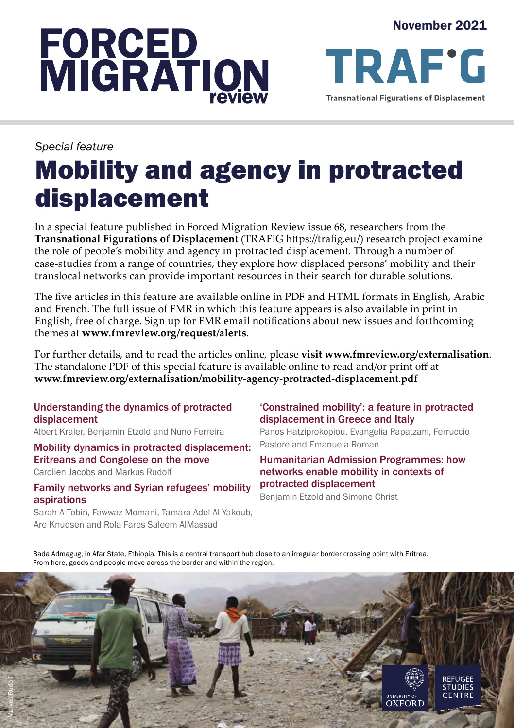# FORCED MIGRATION review

November 2021

TRAF'G
Transnational Figurations of Displacement

*Special feature*

# Mobility and agency in protracted displacement

In a special feature published in Forced Migration Review issue 68, researchers from the **Transnational Figurations of Displacement** (TRAFIG https://trafig.eu/) research project examine the role of people's mobility and agency in protracted displacement. Through a number of case-studies from a range of countries, they explore how displaced persons' mobility and their translocal networks can provide important resources in their search for durable solutions.

The five articles in this feature are available online in PDF and HTML formats in English, Arabic and French. The full issue of FMR in which this feature appears is also available in print in English, free of charge. Sign up for FMR email notifications about new issues and forthcoming themes at **www.fmreview.org/request/alerts**.

For further details, and to read the articles online, please **visit www.fmreview.org/externalisation**. The standalone PDF of this special feature is available online to read and/or print off at **www.fmreview.org/externalisation/mobility-agency-protracted-displacement.pdf**

**Understanding the dynamics of protracted displacement**
Albert Kraler, Benjamin Etzold and Nuno Ferreira

**Mobility dynamics in protracted displacement: Eritreans and Congolese on the move**
Carolien Jacobs and Markus Rudolf

**Family networks and Syrian refugees' mobility aspirations**
Sarah A Tobin, Fawwaz Momani, Tamara Adel Al Yakoub, Are Knudsen and Rola Fares Saleem AlMassad

**'Constrained mobility': a feature in protracted displacement in Greece and Italy**
Panos Hatziprokopiou, Evangelia Papatzani, Ferruccio Pastore and Emanuela Roman

**Humanitarian Admission Programmes: how networks enable mobility in contexts of protracted displacement**
Benjamin Etzold and Simone Christ

Bada Admagug, in Afar State, Ethiopia. This is a central transport hub close to an irregular border crossing point with Eritrea. From here, goods and people move across the border and within the region.

Markus Rudolf

University of Oxford — Refugee Studies Centre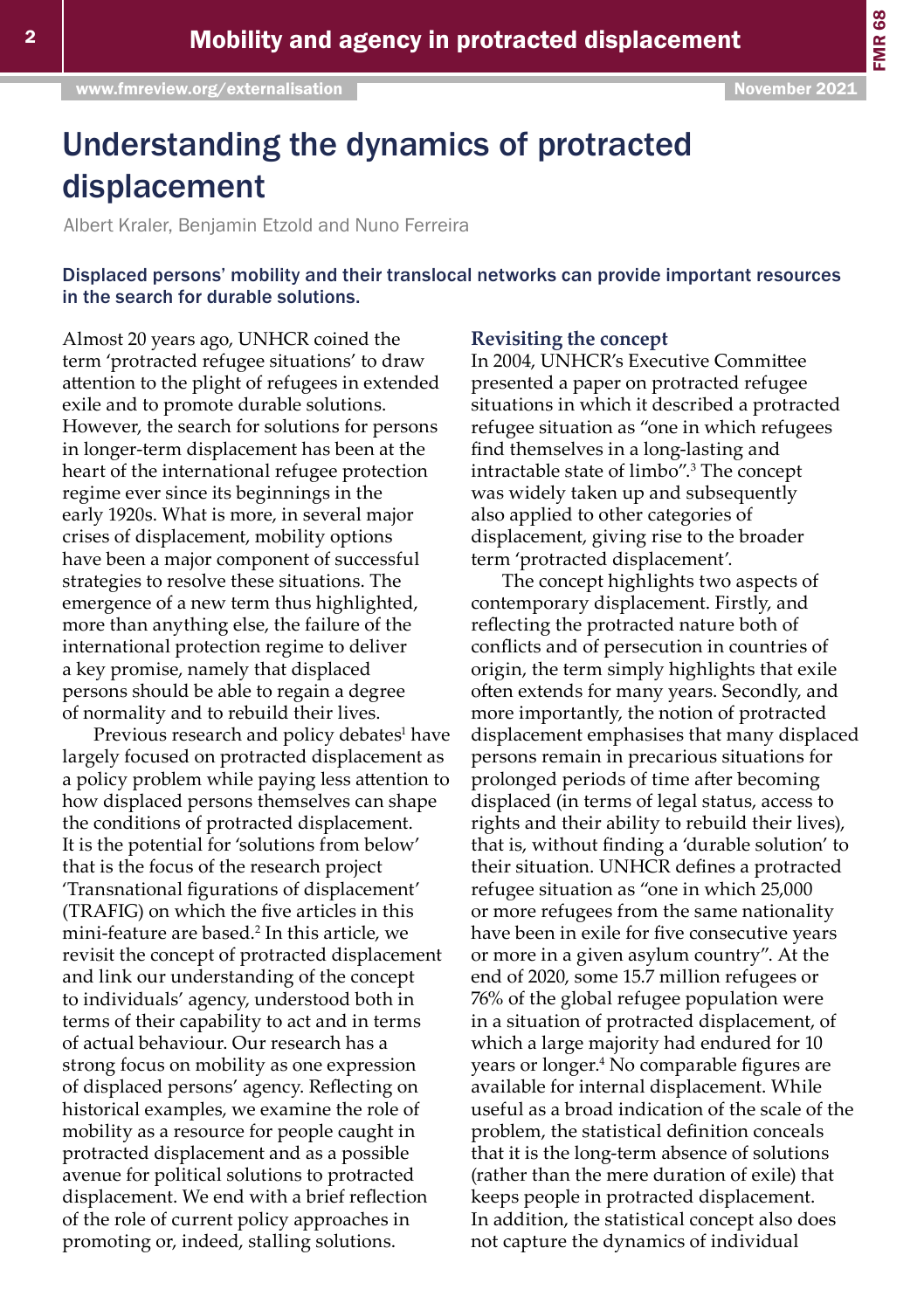# Understanding the dynamics of protracted displacement

Albert Kraler, Benjamin Etzold and Nuno Ferreira

**Displaced persons' mobility and their translocal networks can provide important resources in the search for durable solutions.**

Almost 20 years ago, UNHCR coined the term 'protracted refugee situations' to draw attention to the plight of refugees in extended exile and to promote durable solutions. However, the search for solutions for persons in longer-term displacement has been at the heart of the international refugee protection regime ever since its beginnings in the early 1920s. What is more, in several major crises of displacement, mobility options have been a major component of successful strategies to resolve these situations. The emergence of a new term thus highlighted, more than anything else, the failure of the international protection regime to deliver a key promise, namely that displaced persons should be able to regain a degree of normality and to rebuild their lives.

Previous research and policy debates[1] have largely focused on protracted displacement as a policy problem while paying less attention to how displaced persons themselves can shape the conditions of protracted displacement. It is the potential for 'solutions from below' that is the focus of the research project 'Transnational figurations of displacement' (TRAFIG) on which the five articles in this mini-feature are based.[2] In this article, we revisit the concept of protracted displacement and link our understanding of the concept to individuals' agency, understood both in terms of their capability to act and in terms of actual behaviour. Our research has a strong focus on mobility as one expression of displaced persons' agency. Reflecting on historical examples, we examine the role of mobility as a resource for people caught in protracted displacement and as a possible avenue for political solutions to protracted displacement. We end with a brief reflection of the role of current policy approaches in promoting or, indeed, stalling solutions.

## Revisiting the concept

In 2004, UNHCR's Executive Committee presented a paper on protracted refugee situations in which it described a protracted refugee situation as "one in which refugees find themselves in a long-lasting and intractable state of limbo".[3] The concept was widely taken up and subsequently also applied to other categories of displacement, giving rise to the broader term 'protracted displacement'.

The concept highlights two aspects of contemporary displacement. Firstly, and reflecting the protracted nature both of conflicts and of persecution in countries of origin, the term simply highlights that exile often extends for many years. Secondly, and more importantly, the notion of protracted displacement emphasises that many displaced persons remain in precarious situations for prolonged periods of time after becoming displaced (in terms of legal status, access to rights and their ability to rebuild their lives), that is, without finding a 'durable solution' to their situation. UNHCR defines a protracted refugee situation as "one in which 25,000 or more refugees from the same nationality have been in exile for five consecutive years or more in a given asylum country". At the end of 2020, some 15.7 million refugees or 76% of the global refugee population were in a situation of protracted displacement, of which a large majority had endured for 10 years or longer.[4] No comparable figures are available for internal displacement. While useful as a broad indication of the scale of the problem, the statistical definition conceals that it is the long-term absence of solutions (rather than the mere duration of exile) that keeps people in protracted displacement. In addition, the statistical concept also does not capture the dynamics of individual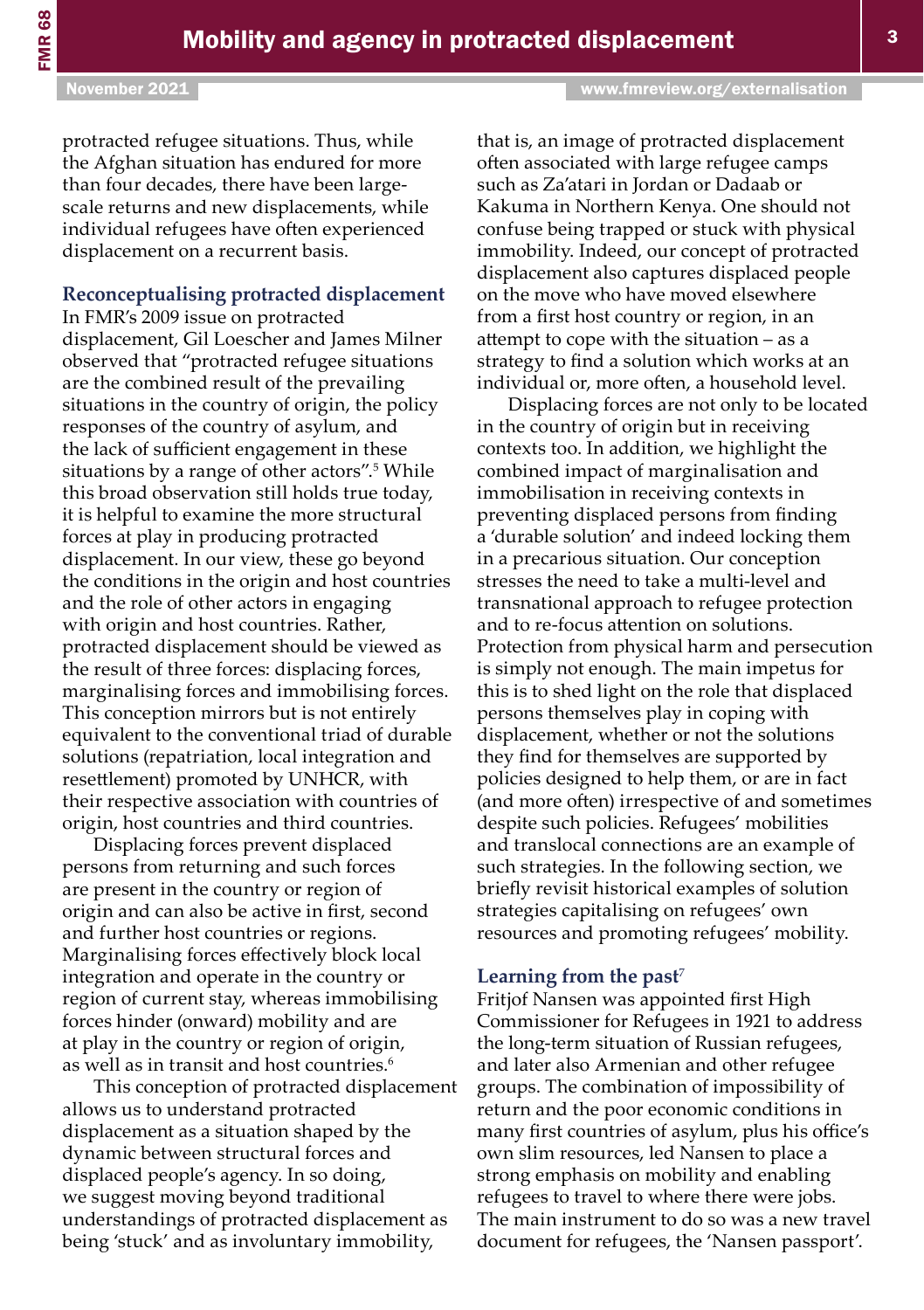protracted refugee situations. Thus, while the Afghan situation has endured for more than four decades, there have been large-scale returns and new displacements, while individual refugees have often experienced displacement on a recurrent basis.

## Reconceptualising protracted displacement

In FMR's 2009 issue on protracted displacement, Gil Loescher and James Milner observed that "protracted refugee situations are the combined result of the prevailing situations in the country of origin, the policy responses of the country of asylum, and the lack of sufficient engagement in these situations by a range of other actors".[5] While this broad observation still holds true today, it is helpful to examine the more structural forces at play in producing protracted displacement. In our view, these go beyond the conditions in the origin and host countries and the role of other actors in engaging with origin and host countries. Rather, protracted displacement should be viewed as the result of three forces: displacing forces, marginalising forces and immobilising forces. This conception mirrors but is not entirely equivalent to the conventional triad of durable solutions (repatriation, local integration and resettlement) promoted by UNHCR, with their respective association with countries of origin, host countries and third countries.

Displacing forces prevent displaced persons from returning and such forces are present in the country or region of origin and can also be active in first, second and further host countries or regions. Marginalising forces effectively block local integration and operate in the country or region of current stay, whereas immobilising forces hinder (onward) mobility and are at play in the country or region of origin, as well as in transit and host countries.[6]

This conception of protracted displacement allows us to understand protracted displacement as a situation shaped by the dynamic between structural forces and displaced people's agency. In so doing, we suggest moving beyond traditional understandings of protracted displacement as being 'stuck' and as involuntary immobility, that is, an image of protracted displacement often associated with large refugee camps such as Za'atari in Jordan or Dadaab or Kakuma in Northern Kenya. One should not confuse being trapped or stuck with physical immobility. Indeed, our concept of protracted displacement also captures displaced people on the move who have moved elsewhere from a first host country or region, in an attempt to cope with the situation – as a strategy to find a solution which works at an individual or, more often, a household level.

Displacing forces are not only to be located in the country of origin but in receiving contexts too. In addition, we highlight the combined impact of marginalisation and immobilisation in receiving contexts in preventing displaced persons from finding a 'durable solution' and indeed locking them in a precarious situation. Our conception stresses the need to take a multi-level and transnational approach to refugee protection and to re-focus attention on solutions. Protection from physical harm and persecution is simply not enough. The main impetus for this is to shed light on the role that displaced persons themselves play in coping with displacement, whether or not the solutions they find for themselves are supported by policies designed to help them, or are in fact (and more often) irrespective of and sometimes despite such policies. Refugees' mobilities and translocal connections are an example of such strategies. In the following section, we briefly revisit historical examples of solution strategies capitalising on refugees' own resources and promoting refugees' mobility.

## Learning from the past[7]

Fritjof Nansen was appointed first High Commissioner for Refugees in 1921 to address the long-term situation of Russian refugees, and later also Armenian and other refugee groups. The combination of impossibility of return and the poor economic conditions in many first countries of asylum, plus his office's own slim resources, led Nansen to place a strong emphasis on mobility and enabling refugees to travel to where there were jobs. The main instrument to do so was a new travel document for refugees, the 'Nansen passport'.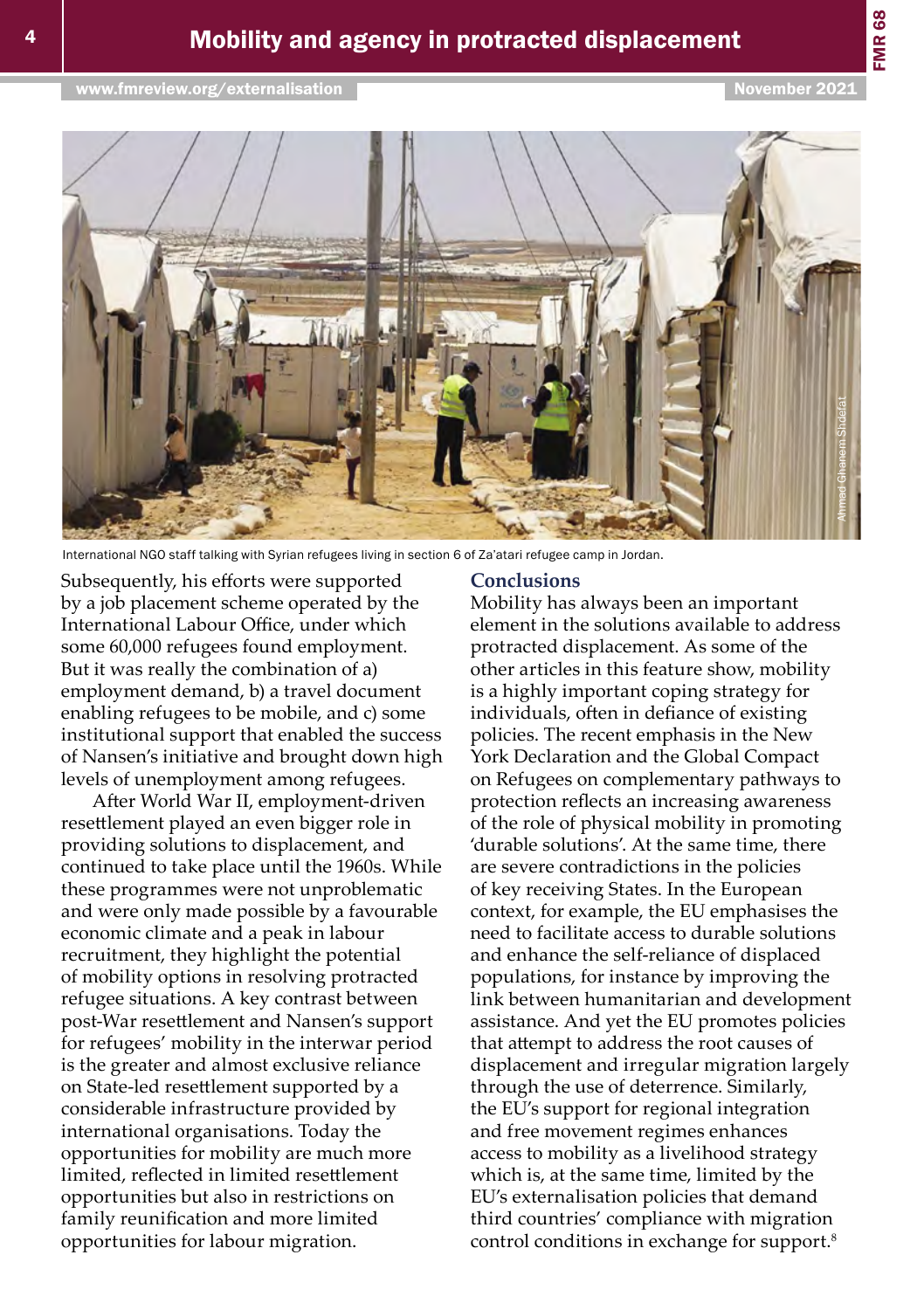International NGO staff talking with Syrian refugees living in section 6 of Za'atari refugee camp in Jordan.

Subsequently, his efforts were supported by a job placement scheme operated by the International Labour Office, under which some 60,000 refugees found employment. But it was really the combination of a) employment demand, b) a travel document enabling refugees to be mobile, and c) some institutional support that enabled the success of Nansen's initiative and brought down high levels of unemployment among refugees.

After World War II, employment-driven resettlement played an even bigger role in providing solutions to displacement, and continued to take place until the 1960s. While these programmes were not unproblematic and were only made possible by a favourable economic climate and a peak in labour recruitment, they highlighted the potential of mobility options in resolving protracted refugee situations. A key contrast between post-War resettlement and Nansen's support for refugees' mobility in the interwar period is the greater and almost exclusive reliance on State-led resettlement supported by a considerable infrastructure provided by international organisations. Today the opportunities for mobility are much more limited, reflected in limited resettlement opportunities but also in restrictions on family reunification and more limited opportunities for labour migration.

## Conclusions

Mobility has always been an important element in the solutions available to address protracted displacement. As some of the other articles in this feature show, mobility is a highly important coping strategy for individuals, often in defiance of existing policies. The recent emphasis in the New York Declaration and the Global Compact on Refugees on complementary pathways to protection reflects an increasing awareness of the role of physical mobility in promoting 'durable solutions'. At the same time, there are severe contradictions in the policies of key receiving States. In the European context, for example, the EU emphasises the need to facilitate access to durable solutions and enhance the self-reliance of displaced populations, for instance by improving the link between humanitarian and development assistance. And yet the EU promotes policies that attempt to address the root causes of displacement and irregular migration largely through the use of deterrence. Similarly, the EU's support for regional integration and free movement regimes enhances access to mobility as a livelihood strategy which is, at the same time, limited by the EU's externalisation policies that demand third countries' compliance with migration control conditions in exchange for support.[8]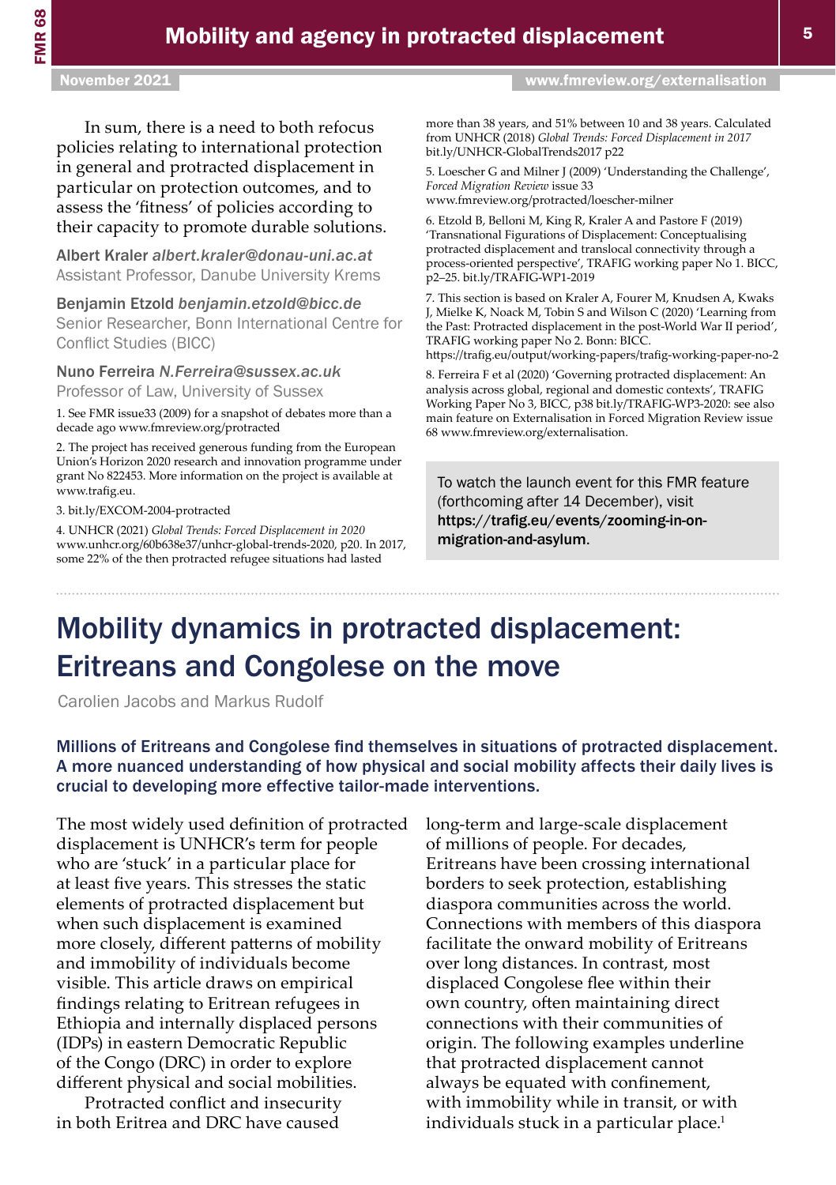In sum, there is a need to both refocus policies relating to international protection in general and protracted displacement in particular on protection outcomes, and to assess the 'fitness' of policies according to their capacity to promote durable solutions.

Albert Kraler *albert.kraler@donau-uni.ac.at*
Assistant Professor, Danube University Krems

Benjamin Etzold *benjamin.etzold@bicc.de*
Senior Researcher, Bonn International Centre for Conflict Studies (BICC)

Nuno Ferreira *N.Ferreira@sussex.ac.uk*
Professor of Law, University of Sussex

1. See FMR issue33 (2009) for a snapshot of debates more than a decade ago www.fmreview.org/protracted

2. The project has received generous funding from the European Union's Horizon 2020 research and innovation programme under grant No 822453. More information on the project is available at www.trafig.eu.

3. bit.ly/EXCOM-2004-protracted

4. UNHCR (2021) *Global Trends: Forced Displacement in 2020* www.unhcr.org/60b638e37/unhcr-global-trends-2020, p20. In 2017, some 22% of the then protracted refugee situations had lasted more than 38 years, and 51% between 10 and 38 years. Calculated from UNHCR (2018) *Global Trends: Forced Displacement in 2017* bit.ly/UNHCR-GlobalTrends2017 p22

5. Loescher G and Milner J (2009) 'Understanding the Challenge', *Forced Migration Review* issue 33 www.fmreview.org/protracted/loescher-milner

6. Etzold B, Belloni M, King R, Kraler A and Pastore F (2019) 'Transnational Figurations of Displacement: Conceptualising protracted displacement and translocal connectivity through a process-oriented perspective', TRAFIG working paper No 1. BICC, p2–25. bit.ly/TRAFIG-WP1-2019

7. This section is based on Kraler A, Fourer M, Knudsen A, Kwaks J, Mielke K, Noack M, Tobin S and Wilson C (2020) 'Learning from the Past: Protracted displacement in the post-World War II period', TRAFIG working paper No 2. Bonn: BICC. https://trafig.eu/output/working-papers/trafig-working-paper-no-2

8. Ferreira F et al (2020) 'Governing protracted displacement: An analysis across global, regional and domestic contexts', TRAFIG Working Paper No 3, BICC, p38 bit.ly/TRAFIG-WP3-2020: see also main feature on Externalisation in Forced Migration Review issue 68 www.fmreview.org/externalisation.

To watch the launch event for this FMR feature (forthcoming after 14 December), visit **https://trafig.eu/events/zooming-in-on-migration-and-asylum**.

# Mobility dynamics in protracted displacement: Eritreans and Congolese on the move

Carolien Jacobs and Markus Rudolf

**Millions of Eritreans and Congolese find themselves in situations of protracted displacement. A more nuanced understanding of how physical and social mobility affects their daily lives is crucial to developing more effective tailor-made interventions.**

The most widely used definition of protracted displacement is UNHCR's term for people who are 'stuck' in a particular place for at least five years. This stresses the static elements of protracted displacement but when such displacement is examined more closely, different patterns of mobility and immobility of individuals become visible. This article draws on empirical findings relating to Eritrean refugees in Ethiopia and internally displaced persons (IDPs) in eastern Democratic Republic of the Congo (DRC) in order to explore different physical and social mobilities.

Protracted conflict and insecurity in both Eritrea and DRC have caused long-term and large-scale displacement of millions of people. For decades, Eritreans have been crossing international borders to seek protection, establishing diaspora communities across the world. Connections with members of this diaspora facilitate the onward mobility of Eritreans over long distances. In contrast, most displaced Congolese flee within their own country, often maintaining direct connections with their communities of origin. The following examples underline that protracted displacement cannot always be equated with confinement, with immobility while in transit, or with individuals stuck in a particular place.[1]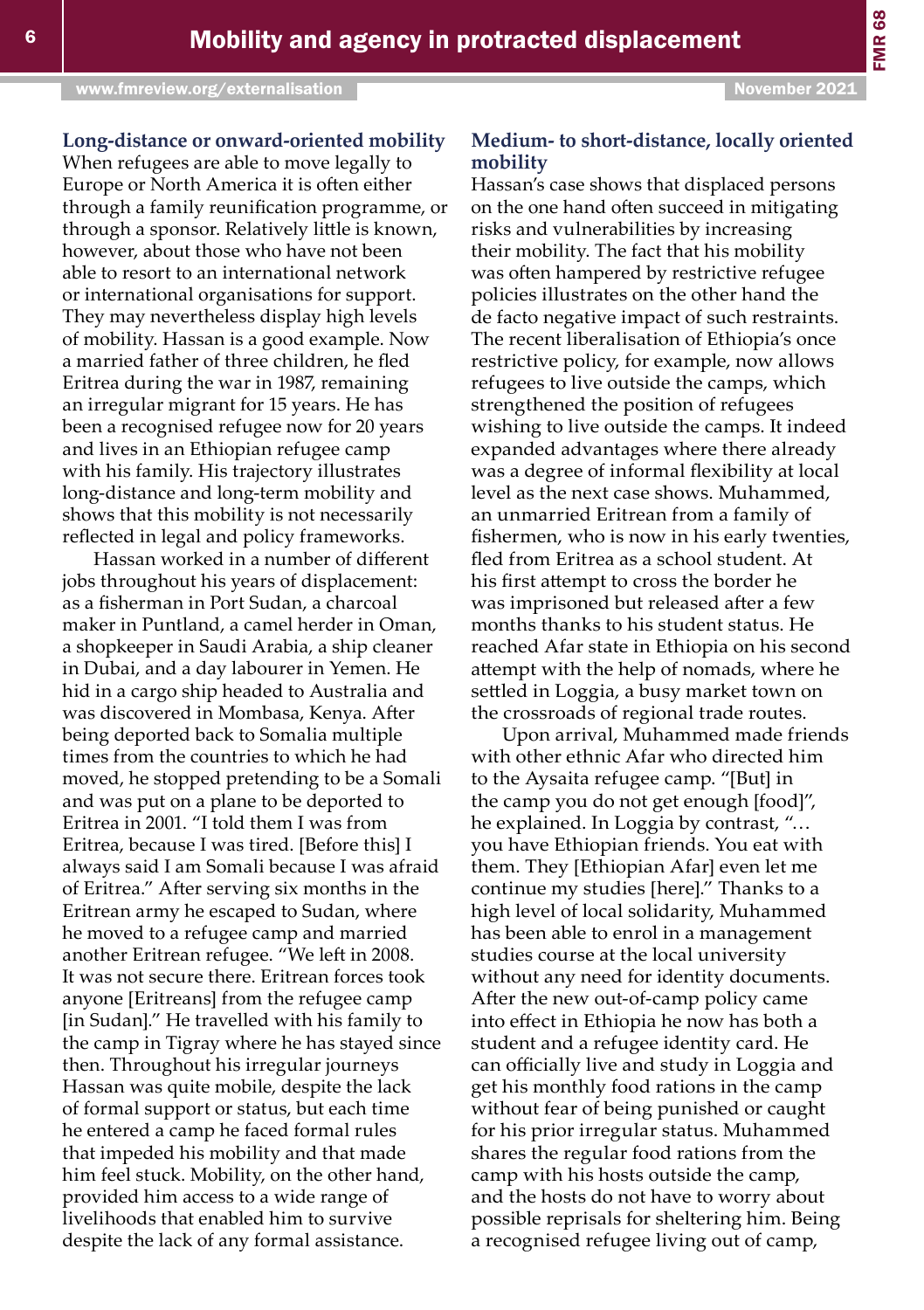### Long-distance or onward-oriented mobility

When refugees are able to move legally to Europe or North America it is often either through a family reunification programme, or through a sponsor. Relatively little is known, however, about those who have not been able to resort to an international network or international organisations for support. They may nevertheless display high levels of mobility. Hassan is a good example. Now a married father of three children, he fled Eritrea during the war in 1987, remaining an irregular migrant for 15 years. He has been a recognised refugee now for 20 years and lives in an Ethiopian refugee camp with his family. His trajectory illustrates long-distance and long-term mobility and shows that this mobility is not necessarily reflected in legal and policy frameworks.

Hassan worked in a number of different jobs throughout his years of displacement: as a fisherman in Port Sudan, a charcoal maker in Puntland, a camel herder in Oman, a shopkeeper in Saudi Arabia, a ship cleaner in Dubai, and a day labourer in Yemen. He hid in a cargo ship headed to Australia and was discovered in Mombasa, Kenya. After being deported back to Somalia multiple times from the countries to which he had moved, he stopped pretending to be a Somali and was put on a plane to be deported to Eritrea in 2001. "I told them I was from Eritrea, because I was tired. [Before this] I always said I am Somali because I was afraid of Eritrea." After serving six months in the Eritrean army he escaped to Sudan, where he moved to a refugee camp and married another Eritrean refugee. "We left in 2008. It was not secure there. Eritrean forces took anyone [Eritreans] from the refugee camp [in Sudan]." He travelled with his family to the camp in Tigray where he has stayed since then. Throughout his irregular journeys Hassan was quite mobile, despite the lack of formal support or status, but each time he entered a camp he faced formal rules that impeded his mobility and that made him feel stuck. Mobility, on the other hand, provided him access to a wide range of livelihoods that enabled him to survive despite the lack of any formal assistance.

### Medium- to short-distance, locally oriented mobility

Hassan's case shows that displaced persons on the one hand often succeed in mitigating risks and vulnerabilities by increasing their mobility. The fact that his mobility was often hampered by restrictive refugee policies illustrates on the other hand the de facto negative impact of such restraints. The recent liberalisation of Ethiopia's once restrictive policy, for example, now allows refugees to live outside the camps, which strengthened the position of refugees wishing to live outside the camps. It indeed expanded advantages where there already was a degree of informal flexibility at local level as the next case shows. Muhammed, an unmarried Eritrean from a family of fishermen, who is now in his early twenties, fled from Eritrea as a school student. At his first attempt to cross the border he was imprisoned but released after a few months thanks to his student status. He reached Afar state in Ethiopia on his second attempt with the help of nomads, where he settled in Loggia, a busy market town on the crossroads of regional trade routes.

Upon arrival, Muhammed made friends with other ethnic Afar who directed him to the Aysaita refugee camp. "[But] in the camp you do not get enough [food]", he explained. In Loggia by contrast, "… you have Ethiopian friends. You eat with them. They [Ethiopian Afar] even let me continue my studies [here]." Thanks to a high level of local solidarity, Muhammed has been able to enrol in a management studies course at the local university without any need for identity documents. After the new out-of-camp policy came into effect in Ethiopia he now has both a student and a refugee identity card. He can officially live and study in Loggia and get his monthly food rations in the camp without fear of being punished or caught for his prior irregular status. Muhammed shares the regular food rations from the camp with his hosts outside the camp, and the hosts do not have to worry about possible reprisals for sheltering him. Being a recognised refugee living out of camp,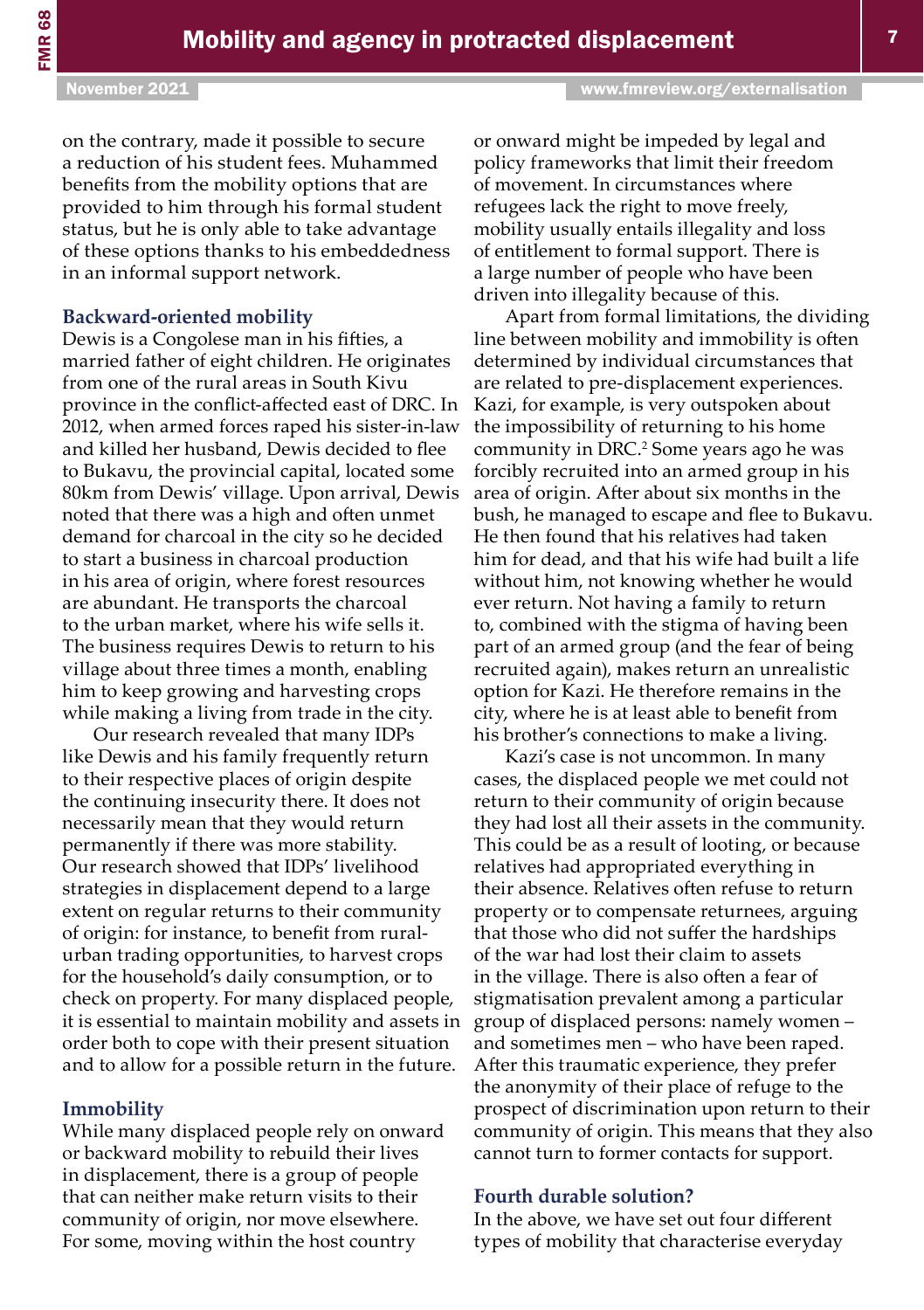on the contrary, made it possible to secure a reduction of his student fees. Muhammed benefits from the mobility options that are provided to him through his formal student status, but he is only able to take advantage of these options thanks to his embeddedness in an informal support network.

### Backward-oriented mobility

Dewis is a Congolese man in his fifties, a married father of eight children. He originates from one of the rural areas in South Kivu province in the conflict-affected east of DRC. In 2012, when armed forces raped his sister-in-law and killed her husband, Dewis decided to flee to Bukavu, the provincial capital, located some 80km from Dewis' village. Upon arrival, Dewis noted that there was a high and often unmet demand for charcoal in the city so he decided to start a business in charcoal production in his area of origin, where forest resources are abundant. He transports the charcoal to the urban market, where his wife sells it. The business requires Dewis to return to his village about three times a month, enabling him to keep growing and harvesting crops while making a living from trade in the city.

Our research revealed that many IDPs like Dewis and his family frequently return to their respective places of origin despite the continuing insecurity there. It does not necessarily mean that they would return permanently if there was more stability. Our research showed that IDPs' livelihood strategies in displacement depend to a large extent on regular returns to their community of origin: for instance, to benefit from rural-urban trading opportunities, to harvest crops for the household's daily consumption, or to check on property. For many displaced people, it is essential to maintain mobility and assets in order both to cope with their present situation and to allow for a possible return in the future.

### Immobility

While many displaced people rely on onward or backward mobility to rebuild their lives in displacement, there is a group of people that can neither make return visits to their community of origin, nor move elsewhere. For some, moving within the host country or onward might be impeded by legal and policy frameworks that limit their freedom of movement. In circumstances where refugees lack the right to move freely, mobility usually entails illegality and loss of entitlement to formal support. There is a large number of people who have been driven into illegality because of this.

Apart from formal limitations, the dividing line between mobility and immobility is often determined by individual circumstances that are related to pre-displacement experiences. Kazi, for example, is very outspoken about the impossibility of returning to his home community in DRC.[2] Some years ago he was forcibly recruited into an armed group in his area of origin. After about six months in the bush, he managed to escape and flee to Bukavu. He then found that his relatives had taken him for dead, and that his wife had built a life without him, not knowing whether he would ever return. Not having a family to return to, combined with the stigma of having been part of an armed group (and the fear of being recruited again), makes return an unrealistic option for Kazi. He therefore remains in the city, where he is at least able to benefit from his brother's connections to make a living.

Kazi's case is not uncommon. In many cases, the displaced people we met could not return to their community of origin because they had lost all their assets in the community. This could be as a result of looting, or because relatives had appropriated everything in their absence. Relatives often refuse to return property or to compensate returnees, arguing that those who did not suffer the hardships of the war had lost their claim to assets in the village. There is also often a fear of stigmatisation prevalent among a particular group of displaced persons: namely women – and sometimes men – who have been raped. After this traumatic experience, they prefer the anonymity of their place of refuge to the prospect of discrimination upon return to their community of origin. This means that they also cannot turn to former contacts for support.

### Fourth durable solution?

In the above, we have set out four different types of mobility that characterise everyday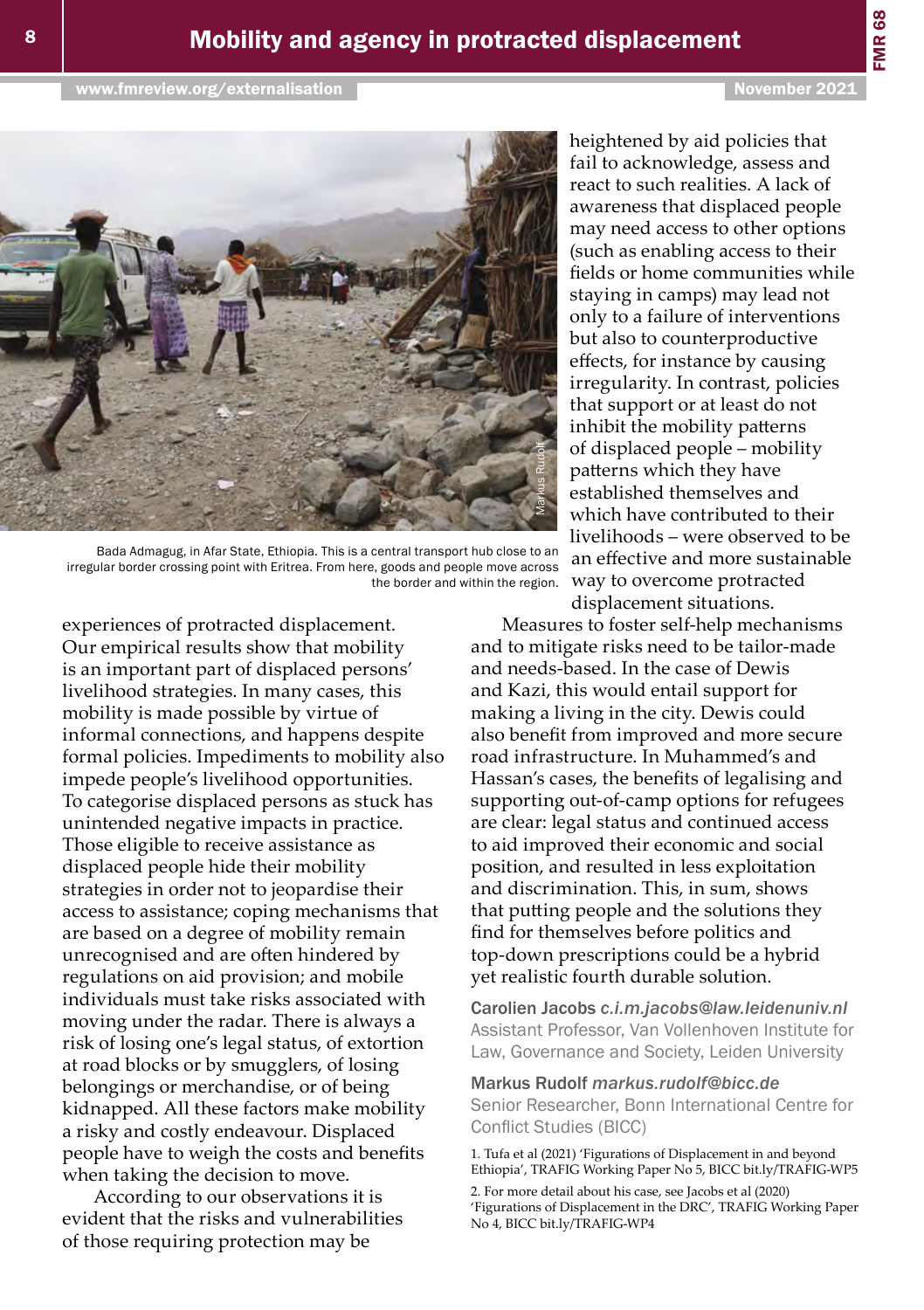Bada Admagug, in Afar State, Ethiopia. This is a central transport hub close to an irregular border crossing point with Eritrea. From here, goods and people move across the border and within the region.

experiences of protracted displacement. Our empirical results show that mobility is an important part of displaced persons' livelihood strategies. In many cases, this mobility is made possible by virtue of informal connections, and happens despite formal policies. Impediments to mobility also impede people's livelihood opportunities. To categorise displaced persons as stuck has unintended negative impacts in practice. Those eligible to receive assistance as displaced people hide their mobility strategies in order not to jeopardise their access to assistance; coping mechanisms that are based on a degree of mobility remain unrecognised and are often hindered by regulations on aid provision; and mobile individuals must take risks associated with moving under the radar. There is always a risk of losing one's legal status, of extortion at road blocks or by smugglers, of losing belongings or merchandise, or of being kidnapped. All these factors make mobility a risky and costly endeavour. Displaced people have to weigh the costs and benefits when taking the decision to move.

According to our observations it is evident that the risks and vulnerabilities of those requiring protection may be heightened by aid policies that fail to acknowledge, assess and react to such realities. A lack of awareness that displaced people may need access to other options (such as enabling access to their fields or home communities while staying in camps) may lead not only to a failure of interventions but also to counterproductive effects, for instance by causing irregularity. In contrast, policies that support or at least do not inhibit the mobility patterns of displaced people – mobility patterns which they have established themselves and which have contributed to their livelihoods – were observed to be an effective and more sustainable way to overcome protracted displacement situations.

Measures to foster self-help mechanisms and to mitigate risks need to be tailor-made and needs-based. In the case of Dewis and Kazi, this would entail support for making a living in the city. Dewis could also benefit from improved and more secure road infrastructure. In Muhammed's and Hassan's cases, the benefits of legalising and supporting out-of-camp options for refugees are clear: legal status and continued access to aid improved their economic and social position, and resulted in less exploitation and discrimination. This, in sum, shows that putting people and the solutions they find for themselves before politics and top-down prescriptions could be a hybrid yet realistic fourth durable solution.

Carolien Jacobs *c.i.m.jacobs@law.leidenuniv.nl*
Assistant Professor, Van Vollenhoven Institute for Law, Governance and Society, Leiden University

Markus Rudolf *markus.rudolf@bicc.de*
Senior Researcher, Bonn International Centre for Conflict Studies (BICC)

1. Tufa et al (2021) 'Figurations of Displacement in and beyond Ethiopia', TRAFIG Working Paper No 5, BICC bit.ly/TRAFIG-WP5

2. For more detail about his case, see Jacobs et al (2020) 'Figurations of Displacement in the DRC', TRAFIG Working Paper No 4, BICC bit.ly/TRAFIG-WP4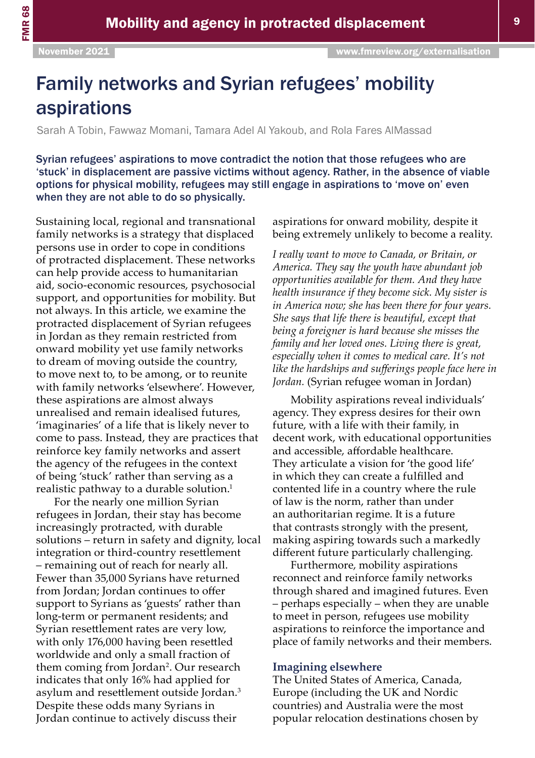# Family networks and Syrian refugees' mobility aspirations

Sarah A Tobin, Fawwaz Momani, Tamara Adel Al Yakoub, and Rola Fares AlMassad

**Syrian refugees' aspirations to move contradict the notion that those refugees who are 'stuck' in displacement are passive victims without agency. Rather, in the absence of viable options for physical mobility, refugees may still engage in aspirations to 'move on' even when they are not able to do so physically.**

Sustaining local, regional and transnational family networks is a strategy that displaced persons use in order to cope in conditions of protracted displacement. These networks can help provide access to humanitarian aid, socio-economic resources, psychosocial support, and opportunities for mobility. But not always. In this article, we examine the protracted displacement of Syrian refugees in Jordan as they remain restricted from onward mobility yet use family networks to dream of moving outside the country, to move next to, to be among, or to reunite with family networks 'elsewhere'. However, these aspirations are almost always unrealised and remain idealised futures, 'imaginaries' of a life that is likely never to come to pass. Instead, they are practices that reinforce key family networks and assert the agency of the refugees in the context of being 'stuck' rather than serving as a realistic pathway to a durable solution.[1]

For the nearly one million Syrian refugees in Jordan, their stay has become increasingly protracted, with durable solutions – return in safety and dignity, local integration or third-country resettlement – remaining out of reach for nearly all. Fewer than 35,000 Syrians have returned from Jordan; Jordan continues to offer support to Syrians as 'guests' rather than long-term or permanent residents; and Syrian resettlement rates are very low, with only 176,000 having been resettled worldwide and only a small fraction of them coming from Jordan[2]. Our research indicates that only 16% had applied for asylum and resettlement outside Jordan.[3] Despite these odds many Syrians in Jordan continue to actively discuss their aspirations for onward mobility, despite it being extremely unlikely to become a reality.

*I really want to move to Canada, or Britain, or America. They say the youth have abundant job opportunities available for them. And they have health insurance if they become sick. My sister is in America now; she has been there for four years. She says that life there is beautiful, except that being a foreigner is hard because she misses the family and her loved ones. Living there is great, especially when it comes to medical care. It's not like the hardships and sufferings people face here in Jordan.* (Syrian refugee woman in Jordan)

Mobility aspirations reveal individuals' agency. They express desires for their own future, with a life with their family, in decent work, with educational opportunities and accessible, affordable healthcare. They articulate a vision for 'the good life' in which they can create a fulfilled and contented life in a country where the rule of law is the norm, rather than under an authoritarian regime. It is a future that contrasts strongly with the present, making aspiring towards such a markedly different future particularly challenging.

Furthermore, mobility aspirations reconnect and reinforce family networks through shared and imagined futures. Even – perhaps especially – when they are unable to meet in person, refugees use mobility aspirations to reinforce the importance and place of family networks and their members.

## Imagining elsewhere

The United States of America, Canada, Europe (including the UK and Nordic countries) and Australia were the most popular relocation destinations chosen by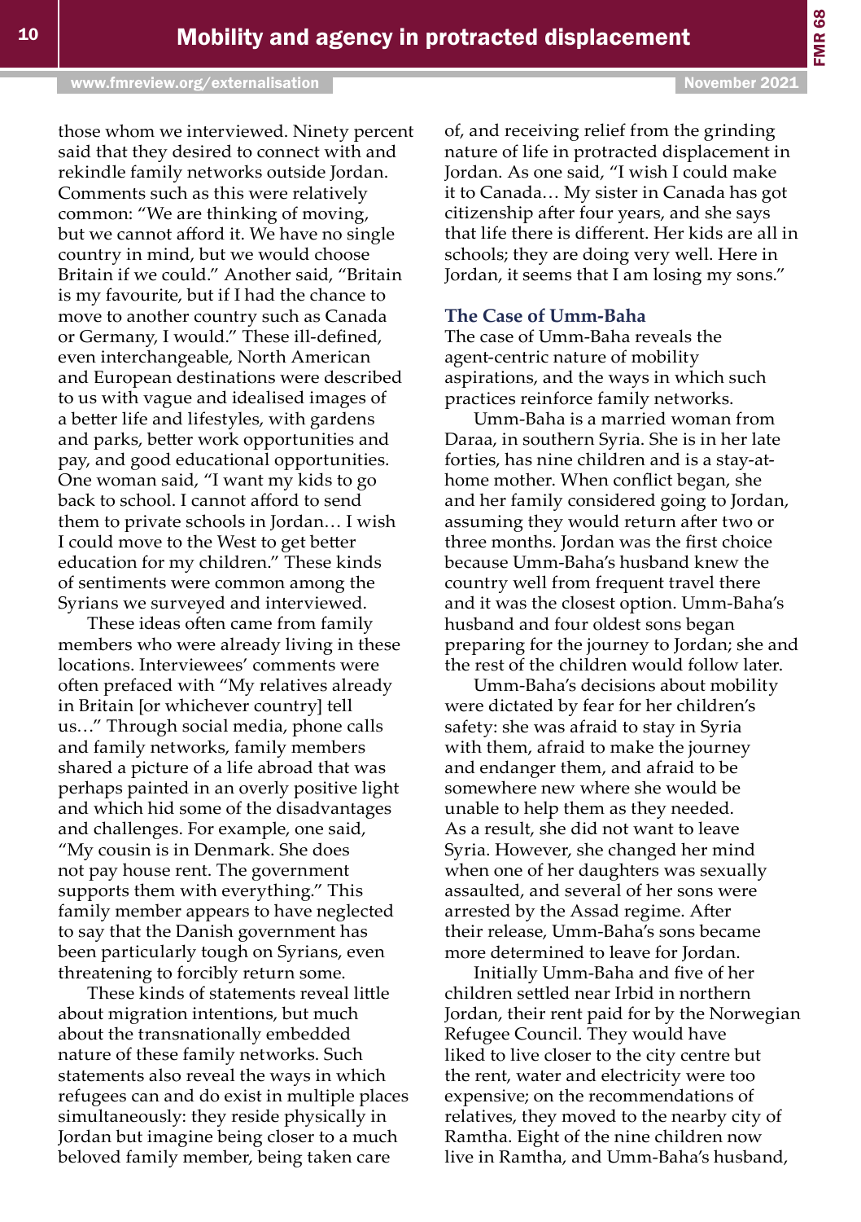those whom we interviewed. Ninety percent said that they desired to connect with and rekindle family networks outside Jordan. Comments such as this were relatively common: "We are thinking of moving, but we cannot afford it. We have no single country in mind, but we would choose Britain if we could." Another said, "Britain is my favourite, but if I had the chance to move to another country such as Canada or Germany, I would." These ill-defined, even interchangeable, North American and European destinations were described to us with vague and idealised images of a better life and lifestyles, with gardens and parks, better work opportunities and pay, and good educational opportunities. One woman said, "I want my kids to go back to school. I cannot afford to send them to private schools in Jordan… I wish I could move to the West to get better education for my children." These kinds of sentiments were common among the Syrians we surveyed and interviewed.

These ideas often came from family members who were already living in these locations. Interviewees' comments were often prefaced with "My relatives already in Britain [or whichever country] tell us…" Through social media, phone calls and family networks, family members shared a picture of a life abroad that was perhaps painted in an overly positive light and which hid some of the disadvantages and challenges. For example, one said, "My cousin is in Denmark. She does not pay house rent. The government supports them with everything." This family member appears to have neglected to say that the Danish government has been particularly tough on Syrians, even threatening to forcibly return some.

These kinds of statements reveal little about migration intentions, but much about the transnationally embedded nature of these family networks. Such statements also reveal the ways in which refugees can and do exist in multiple places simultaneously: they reside physically in Jordan but imagine being closer to a much beloved family member, being taken care of, and receiving relief from the grinding nature of life in protracted displacement in Jordan. As one said, "I wish I could make it to Canada… My sister in Canada has got citizenship after four years, and she says that life there is different. Her kids are all in schools; they are doing very well. Here in Jordan, it seems that I am losing my sons."

### The Case of Umm-Baha

The case of Umm-Baha reveals the agent-centric nature of mobility aspirations, and the ways in which such practices reinforce family networks.

Umm-Baha is a married woman from Daraa, in southern Syria. She is in her late forties, has nine children and is a stay-at-home mother. When conflict began, she and her family considered going to Jordan, assuming they would return after two or three months. Jordan was the first choice because Umm-Baha's husband knew the country well from frequent travel there and it was the closest option. Umm-Baha's husband and four oldest sons began preparing for the journey to Jordan; she and the rest of the children would follow later.

Umm-Baha's decisions about mobility were dictated by fear for her children's safety: she was afraid to stay in Syria with them, afraid to make the journey and endanger them, and afraid to be somewhere new where she would be unable to help them as they needed. As a result, she did not want to leave Syria. However, she changed her mind when one of her daughters was sexually assaulted, and several of her sons were arrested by the Assad regime. After their release, Umm-Baha's sons became more determined to leave for Jordan.

Initially Umm-Baha and five of her children settled near Irbid in northern Jordan, their rent paid for by the Norwegian Refugee Council. They would have liked to live closer to the city centre but the rent, water and electricity were too expensive; on the recommendations of relatives, they moved to the nearby city of Ramtha. Eight of the nine children now live in Ramtha, and Umm-Baha's husband,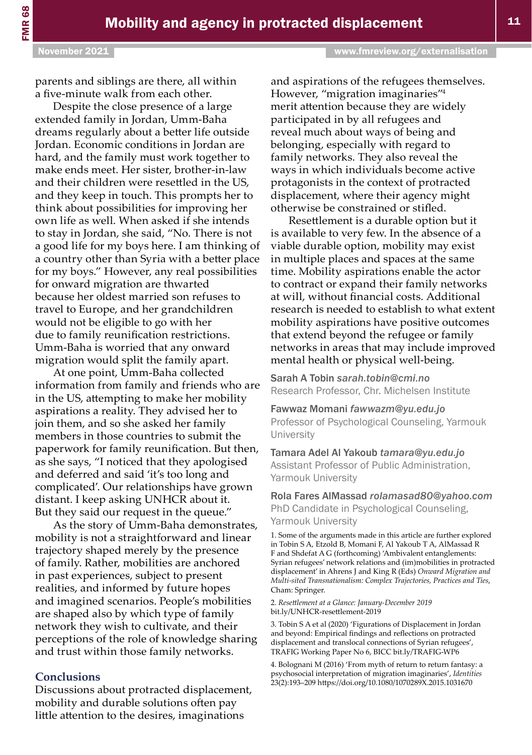parents and siblings are there, all within a five-minute walk from each other.

Despite the close presence of a large extended family in Jordan, Umm-Baha dreams regularly about a better life outside Jordan. Economic conditions in Jordan are hard, and the family must work together to make ends meet. Her sister, brother-in-law and their children were resettled in the US, and they keep in touch. This prompts her to think about possibilities for improving her own life as well. When asked if she intends to stay in Jordan, she said, "No. There is not a good life for my boys here. I am thinking of a country other than Syria with a better place for my boys." However, any real possibilities for onward migration are thwarted because her oldest married son refuses to travel to Europe, and her grandchildren would not be eligible to go with her due to family reunification restrictions. Umm-Baha is worried that any onward migration would split the family apart.

At one point, Umm-Baha collected information from family and friends who are in the US, attempting to make her mobility aspirations a reality. They advised her to join them, and so she asked her family members in those countries to submit the paperwork for family reunification. But then, as she says, "I noticed that they apologised and deferred and said 'it's too long and complicated'. Our relationships have grown distant. I keep asking UNHCR about it. But they said our request in the queue."

As the story of Umm-Baha demonstrates, mobility is not a straightforward and linear trajectory shaped merely by the presence of family. Rather, mobilities are anchored in past experiences, subject to present realities, and informed by future hopes and imagined scenarios. People's mobilities are shaped also by which type of family network they wish to cultivate, and their perceptions of the role of knowledge sharing and trust within those family networks.

## Conclusions

Discussions about protracted displacement, mobility and durable solutions often pay little attention to the desires, imaginations and aspirations of the refugees themselves. However, "migration imaginaries"[4] merit attention because they are widely participated in by all refugees and reveal much about ways of being and belonging, especially with regard to family networks. They also reveal the ways in which individuals become active protagonists in the context of protracted displacement, where their agency might otherwise be constrained or stifled.

Resettlement is a durable option but it is available to very few. In the absence of a viable durable option, mobility may exist in multiple places and spaces at the same time. Mobility aspirations enable the actor to contract or expand their family networks at will, without financial costs. Additional research is needed to establish to what extent mobility aspirations have positive outcomes that extend beyond the refugee or family networks in areas that may include improved mental health or physical well-being.

Sarah A Tobin *sarah.tobin@cmi.no*
Research Professor, Chr. Michelsen Institute

Fawwaz Momani *fawwazm@yu.edu.jo*
Professor of Psychological Counseling, Yarmouk University

Tamara Adel Al Yakoub *tamara@yu.edu.jo*
Assistant Professor of Public Administration, Yarmouk University

Rola Fares AlMassad *rolamasad80@yahoo.com*
PhD Candidate in Psychological Counseling, Yarmouk University

1. Some of the arguments made in this article are further explored in Tobin S A, Etzold B, Momani F, Al Yakoub T A, AlMassad R F and Shdefat A G (forthcoming) 'Ambivalent entanglements: Syrian refugees' network relations and (im)mobilities in protracted displacement' in Ahrens J and King R (Eds) *Onward Migration and Multi-sited Transnationalism: Complex Trajectories, Practices and Ties*, Cham: Springer.

2. *Resettlement at a Glance: January-December 2019* bit.ly/UNHCR-resettlement-2019

3. Tobin S A et al (2020) 'Figurations of Displacement in Jordan and beyond: Empirical findings and reflections on protracted displacement and translocal connections of Syrian refugees', TRAFIG Working Paper No 6, BICC bit.ly/TRAFIG-WP6

4. Bolognani M (2016) 'From myth of return to return fantasy: a psychosocial interpretation of migration imaginaries', *Identities* 23(2):193–209 https://doi.org/10.1080/1070289X.2015.1031670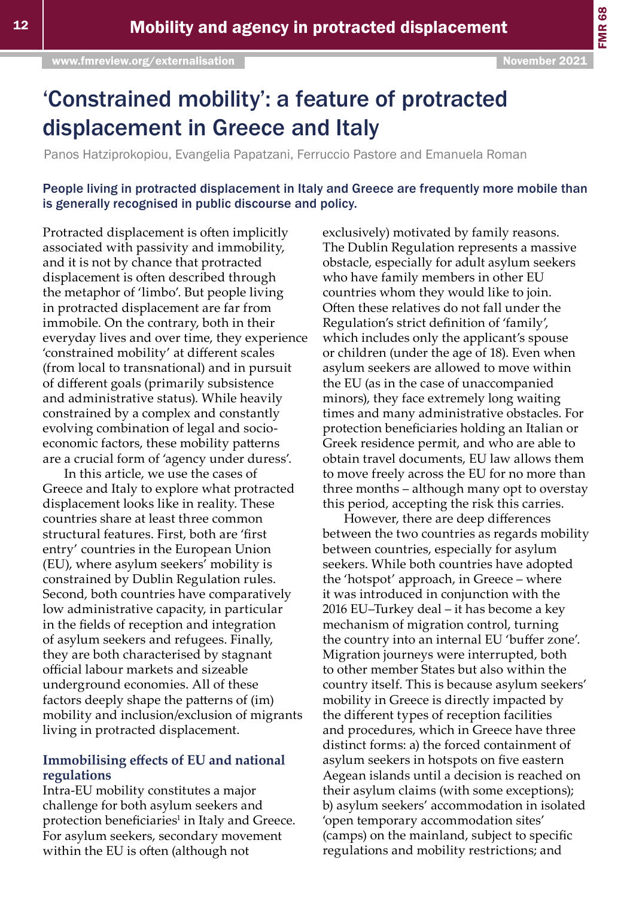# 'Constrained mobility': a feature of protracted displacement in Greece and Italy

Panos Hatziprokopiou, Evangelia Papatzani, Ferruccio Pastore and Emanuela Roman

**People living in protracted displacement in Italy and Greece are frequently more mobile than is generally recognised in public discourse and policy.**

Protracted displacement is often implicitly associated with passivity and immobility, and it is not by chance that protracted displacement is often described through the metaphor of 'limbo'. But people living in protracted displacement are far from immobile. On the contrary, both in their everyday lives and over time, they experience 'constrained mobility' at different scales (from local to transnational) and in pursuit of different goals (primarily subsistence and administrative status). While heavily constrained by a complex and constantly evolving combination of legal and socio-economic factors, these mobility patterns are a crucial form of 'agency under duress'.

In this article, we use the cases of Greece and Italy to explore what protracted displacement looks like in reality. These countries share at least three common structural features. First, both are 'first entry' countries in the European Union (EU), where asylum seekers' mobility is constrained by Dublin Regulation rules. Second, both countries have comparatively low administrative capacity, in particular in the fields of reception and integration of asylum seekers and refugees. Finally, they are both characterised by stagnant official labour markets and sizeable underground economies. All of these factors deeply shape the patterns of (im)mobility and inclusion/exclusion of migrants living in protracted displacement.

## Immobilising effects of EU and national regulations

Intra-EU mobility constitutes a major challenge for both asylum seekers and protection beneficiaries[1] in Italy and Greece. For asylum seekers, secondary movement within the EU is often (although not exclusively) motivated by family reasons. The Dublin Regulation represents a massive obstacle, especially for adult asylum seekers who have family members in other EU countries whom they would like to join. Often these relatives do not fall under the Regulation's strict definition of 'family', which includes only the applicant's spouse or children (under the age of 18). Even when asylum seekers are allowed to move within the EU (as in the case of unaccompanied minors), they face extremely long waiting times and many administrative obstacles. For protection beneficiaries holding an Italian or Greek residence permit, and who are able to obtain travel documents, EU law allows them to move freely across the EU for no more than three months – although many opt to overstay this period, accepting the risk this carries.

However, there are deep differences between the two countries as regards mobility between countries, especially for asylum seekers. While both countries have adopted the 'hotspot' approach, in Greece – where it was introduced in conjunction with the 2016 EU–Turkey deal – it has become a key mechanism of migration control, turning the country into an internal EU 'buffer zone'. Migration journeys were interrupted, both to other member States but also within the country itself. This is because asylum seekers' mobility in Greece is directly impacted by the different types of reception facilities and procedures, which in Greece have three distinct forms: a) the forced containment of asylum seekers in hotspots on five eastern Aegean islands until a decision is reached on their asylum claims (with some exceptions); b) asylum seekers' accommodation in isolated 'open temporary accommodation sites' (camps) on the mainland, subject to specific regulations and mobility restrictions; and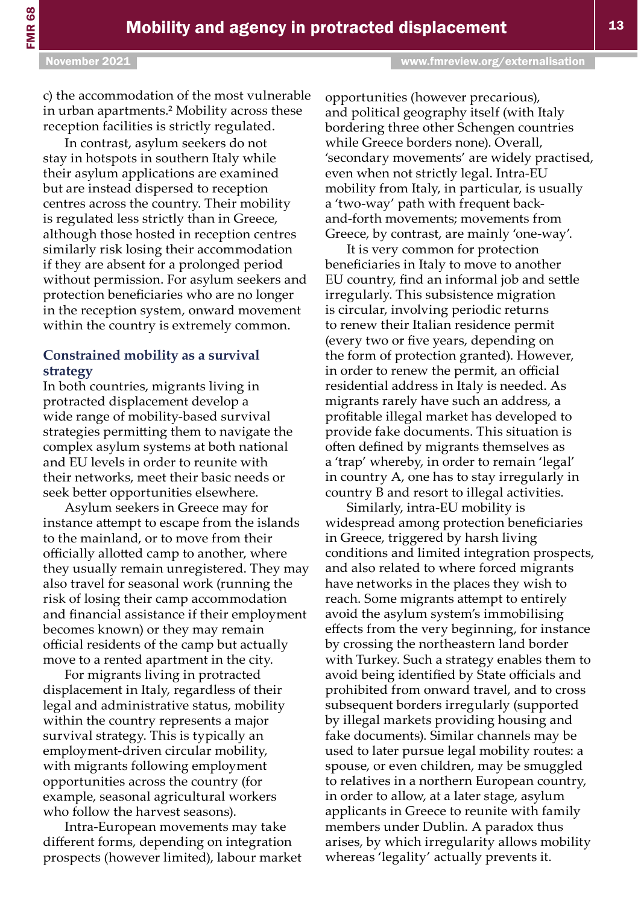c) the accommodation of the most vulnerable in urban apartments.[2] Mobility across these reception facilities is strictly regulated.

In contrast, asylum seekers do not stay in hotspots in southern Italy while their asylum applications are examined but are instead dispersed to reception centres across the country. Their mobility is regulated less strictly than in Greece, although those hosted in reception centres similarly risk losing their accommodation if they are absent for a prolonged period without permission. For asylum seekers and protection beneficiaries who are no longer in the reception system, onward movement within the country is extremely common.

## Constrained mobility as a survival strategy

In both countries, migrants living in protracted displacement develop a wide range of mobility-based survival strategies permitting them to navigate the complex asylum systems at both national and EU levels in order to reunite with their networks, meet their basic needs or seek better opportunities elsewhere.

Asylum seekers in Greece may for instance attempt to escape from the islands to the mainland, or to move from their officially allotted camp to another, where they usually remain unregistered. They may also travel for seasonal work (running the risk of losing their camp accommodation and financial assistance if their employment becomes known) or they may remain official residents of the camp but actually move to a rented apartment in the city.

For migrants living in protracted displacement in Italy, regardless of their legal and administrative status, mobility within the country represents a major survival strategy. This is typically an employment-driven circular mobility, with migrants following employment opportunities across the country (for example, seasonal agricultural workers who follow the harvest seasons).

Intra-European movements may take different forms, depending on integration prospects (however limited), labour market opportunities (however precarious), and political geography itself (with Italy bordering three other Schengen countries while Greece borders none). Overall, 'secondary movements' are widely practised, even when not strictly legal. Intra-EU mobility from Italy, in particular, is usually a 'two-way' path with frequent back-and-forth movements; movements from Greece, by contrast, are mainly 'one-way'.

It is very common for protection beneficiaries in Italy to move to another EU country, find an informal job and settle irregularly. This subsistence migration is circular, involving periodic returns to renew their Italian residence permit (every two or five years, depending on the form of protection granted). However, in order to renew the permit, an official residential address in Italy is needed. As migrants rarely have such an address, a profitable illegal market has developed to provide fake documents. This situation is often defined by migrants themselves as a 'trap' whereby, in order to remain 'legal' in country A, one has to stay irregularly in country B and resort to illegal activities.

Similarly, intra-EU mobility is widespread among protection beneficiaries in Greece, triggered by harsh living conditions and limited integration prospects, and also related to where forced migrants have networks in the places they wish to reach. Some migrants attempt to entirely avoid the asylum system's immobilising effects from the very beginning, for instance by crossing the northeastern land border with Turkey. Such a strategy enables them to avoid being identified by State officials and prohibited from onward travel, and to cross subsequent borders irregularly (supported by illegal markets providing housing and fake documents). Similar channels may be used to later pursue legal mobility routes: a spouse, or even children, may be smuggled to relatives in a northern European country, in order to allow, at a later stage, asylum applicants in Greece to reunite with family members under Dublin. A paradox thus arises, by which irregularity allows mobility whereas 'legality' actually prevents it.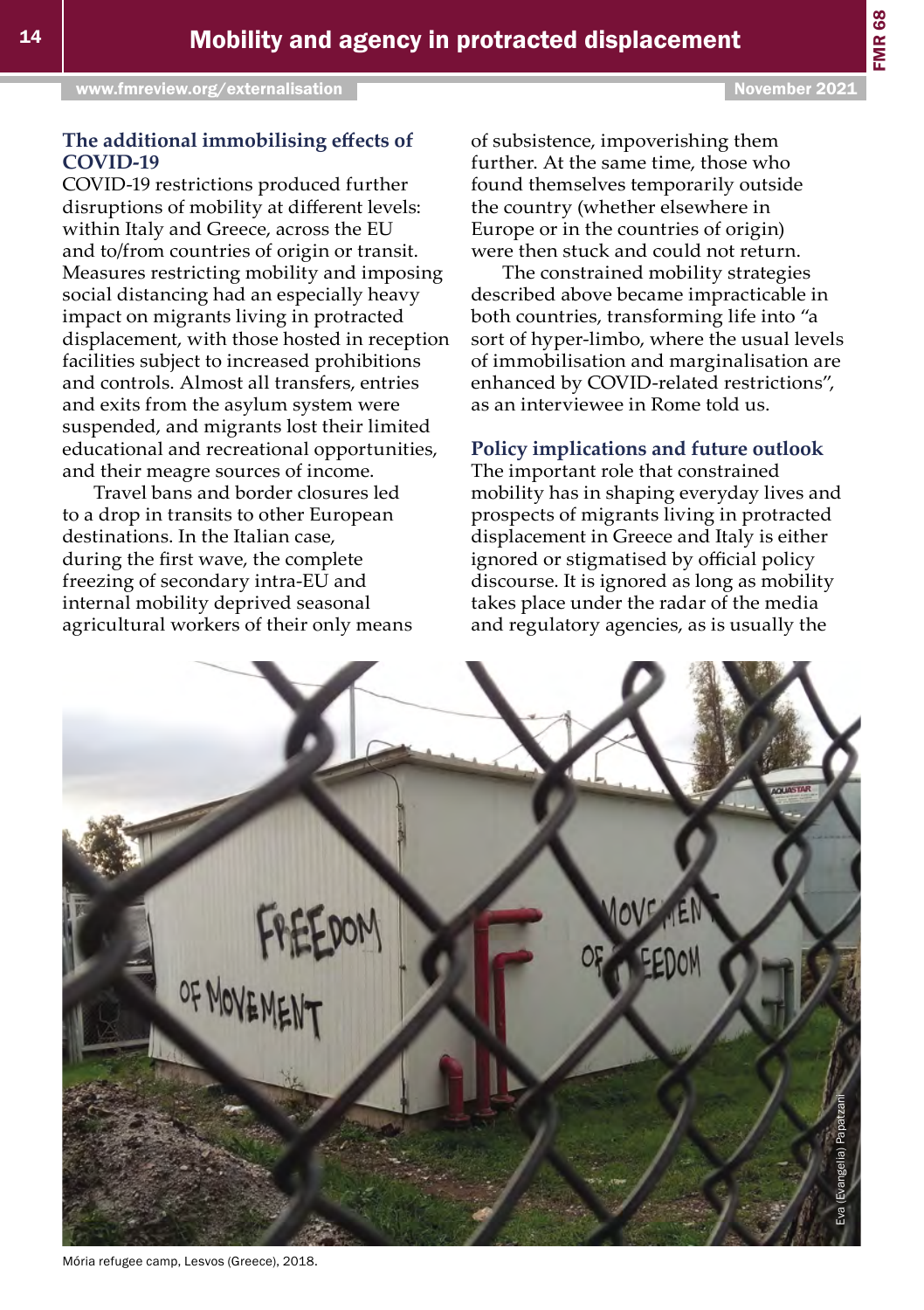### The additional immobilising effects of COVID-19

COVID-19 restrictions produced further disruptions of mobility at different levels: within Italy and Greece, across the EU and to/from countries of origin or transit. Measures restricting mobility and imposing social distancing had an especially heavy impact on migrants living in protracted displacement, with those hosted in reception facilities subject to increased prohibitions and controls. Almost all transfers, entries and exits from the asylum system were suspended, and migrants lost their limited educational and recreational opportunities, and their meagre sources of income.

Travel bans and border closures led to a drop in transits to other European destinations. In the Italian case, during the first wave, the complete freezing of secondary intra-EU and internal mobility deprived seasonal agricultural workers of their only means of subsistence, impoverishing them further. At the same time, those who found themselves temporarily outside the country (whether elsewhere in Europe or in the countries of origin) were then stuck and could not return.

The constrained mobility strategies described above became impracticable in both countries, transforming life into "a sort of hyper-limbo, where the usual levels of immobilisation and marginalisation are enhanced by COVID-related restrictions", as an interviewee in Rome told us.

### Policy implications and future outlook

The important role that constrained mobility has in shaping everyday lives and prospects of migrants living in protracted displacement in Greece and Italy is either ignored or stigmatised by official policy discourse. It is ignored as long as mobility takes place under the radar of the media and regulatory agencies, as is usually the

Eva (Evangelia) Papatzani

Mória refugee camp, Lesvos (Greece), 2018.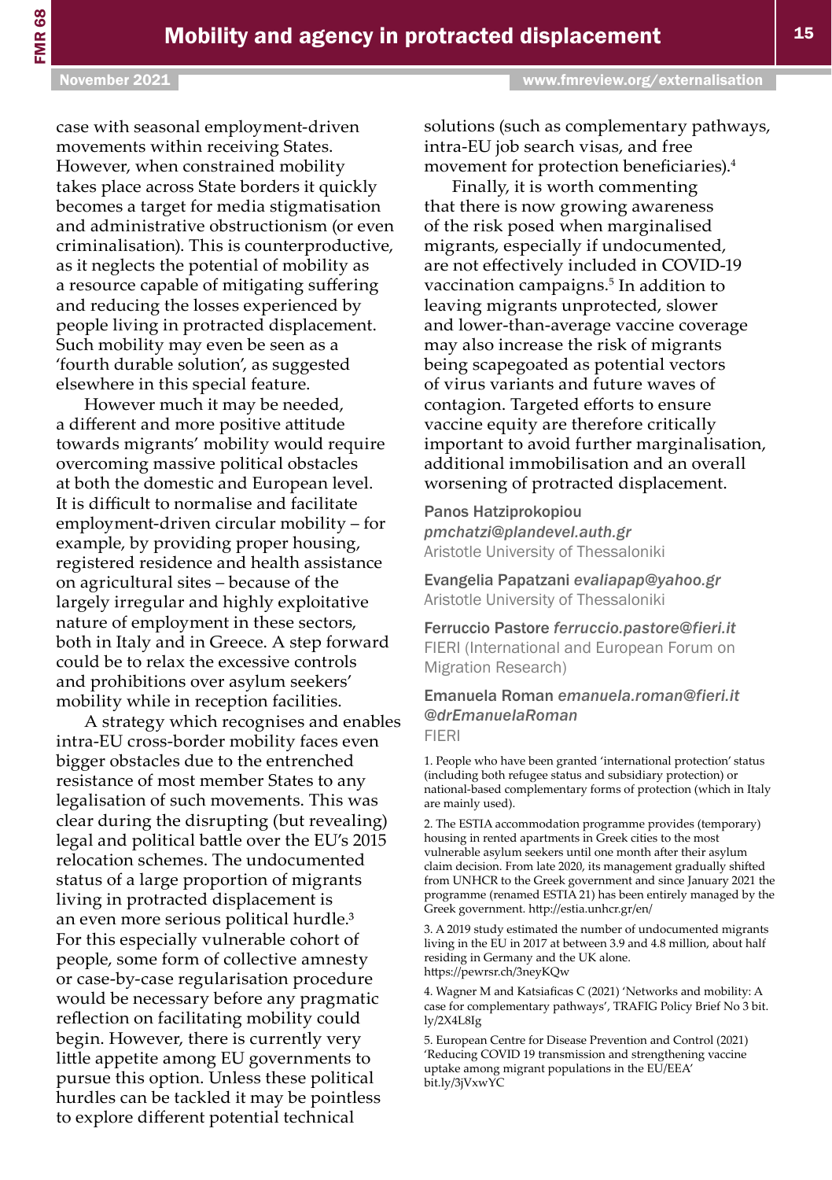case with seasonal employment-driven movements within receiving States. However, when constrained mobility takes place across State borders it quickly becomes a target for media stigmatisation and administrative obstructionism (or even criminalisation). This is counterproductive, as it neglects the potential of mobility as a resource capable of mitigating suffering and reducing the losses experienced by people living in protracted displacement. Such mobility may even be seen as a 'fourth durable solution', as suggested elsewhere in this special feature.

However much it may be needed, a different and more positive attitude towards migrants' mobility would require overcoming massive political obstacles at both the domestic and European level. It is difficult to normalise and facilitate employment-driven circular mobility – for example, by providing proper housing, registered residence and health assistance on agricultural sites – because of the largely irregular and highly exploitative nature of employment in these sectors, both in Italy and in Greece. A step forward could be to relax the excessive controls and prohibitions over asylum seekers' mobility while in reception facilities.

A strategy which recognises and enables intra-EU cross-border mobility faces even bigger obstacles due to the entrenched resistance of most member States to any legalisation of such movements. This was clear during the disrupting (but revealing) legal and political battle over the EU's 2015 relocation schemes. The undocumented status of a large proportion of migrants living in protracted displacement is an even more serious political hurdle.[3] For this especially vulnerable cohort of people, some form of collective amnesty or case-by-case regularisation procedure would be necessary before any pragmatic reflection on facilitating mobility could begin. However, there is currently very little appetite among EU governments to pursue this option. Unless these political hurdles can be tackled it may be pointless to explore different potential technical solutions (such as complementary pathways, intra-EU job search visas, and free movement for protection beneficiaries).[4]

Finally, it is worth commenting that there is now growing awareness of the risk posed when marginalised migrants, especially if undocumented, are not effectively included in COVID-19 vaccination campaigns.[5] In addition to leaving migrants unprotected, slower and lower-than-average vaccine coverage may also increase the risk of migrants being scapegoated as potential vectors of virus variants and future waves of contagion. Targeted efforts to ensure vaccine equity are therefore critically important to avoid further marginalisation, additional immobilisation and an overall worsening of protracted displacement.

**Panos Hatziprokopiou**
*pmchatzi@plandevel.auth.gr*
Aristotle University of Thessaloniki

**Evangelia Papatzani** *evaliapap@yahoo.gr*
Aristotle University of Thessaloniki

**Ferruccio Pastore** *ferruccio.pastore@fieri.it*
FIERI (International and European Forum on Migration Research)

**Emanuela Roman** *emanuela.roman@fieri.it* *@drEmanuelaRoman*
FIERI

1. People who have been granted 'international protection' status (including both refugee status and subsidiary protection) or national-based complementary forms of protection (which in Italy are mainly used).

2. The ESTIA accommodation programme provides (temporary) housing in rented apartments in Greek cities to the most vulnerable asylum seekers until one month after their asylum claim decision. From late 2020, its management gradually shifted from UNHCR to the Greek government and since January 2021 the programme (renamed ESTIA 21) has been entirely managed by the Greek government. http://estia.unhcr.gr/en/

3. A 2019 study estimated the number of undocumented migrants living in the EU in 2017 at between 3.9 and 4.8 million, about half residing in Germany and the UK alone. https://pewrsr.ch/3neyKQw

4. Wagner M and Katsiaficas C (2021) 'Networks and mobility: A case for complementary pathways', TRAFIG Policy Brief No 3 bit.ly/2X4L8Ig

5. European Centre for Disease Prevention and Control (2021) 'Reducing COVID 19 transmission and strengthening vaccine uptake among migrant populations in the EU/EEA' bit.ly/3jVxwYC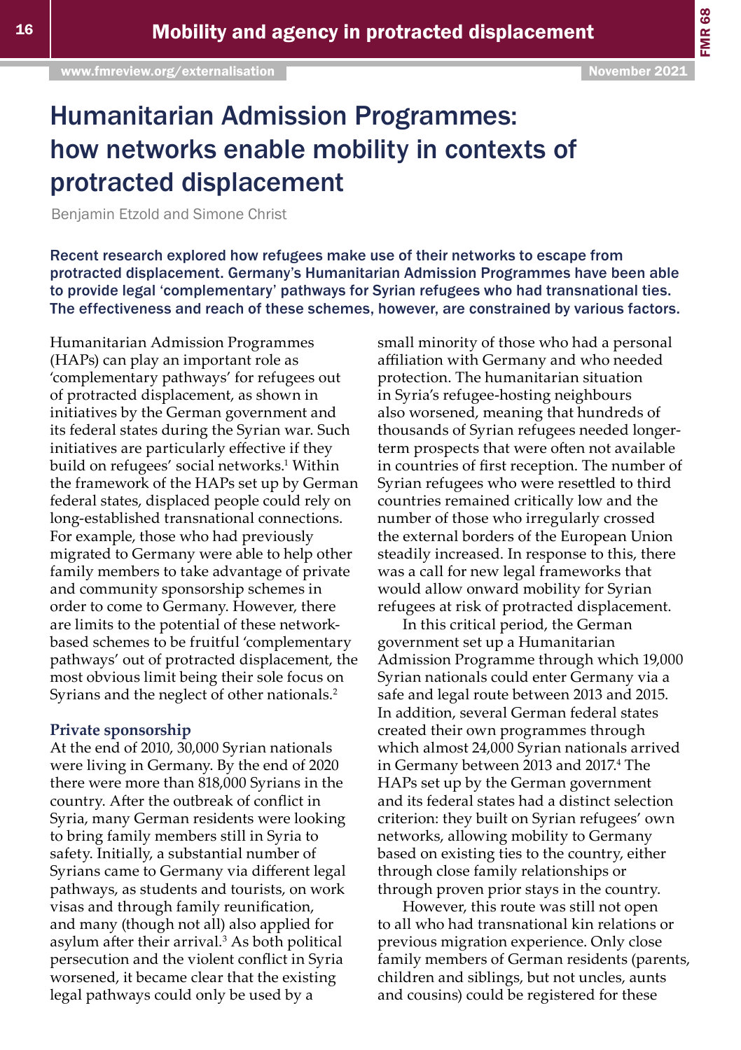# Humanitarian Admission Programmes: how networks enable mobility in contexts of protracted displacement

Benjamin Etzold and Simone Christ

**Recent research explored how refugees make use of their networks to escape from protracted displacement. Germany's Humanitarian Admission Programmes have been able to provide legal 'complementary' pathways for Syrian refugees who had transnational ties. The effectiveness and reach of these schemes, however, are constrained by various factors.**

Humanitarian Admission Programmes (HAPs) can play an important role as 'complementary pathways' for refugees out of protracted displacement, as shown in initiatives by the German government and its federal states during the Syrian war. Such initiatives are particularly effective if they build on refugees' social networks.[1] Within the framework of the HAPs set up by German federal states, displaced people could rely on long-established transnational connections. For example, those who had previously migrated to Germany were able to help other family members to take advantage of private and community sponsorship schemes in order to come to Germany. However, there are limits to the potential of these network-based schemes to be fruitful 'complementary pathways' out of protracted displacement, the most obvious limit being their sole focus on Syrians and the neglect of other nationals.[2]

## Private sponsorship

At the end of 2010, 30,000 Syrian nationals were living in Germany. By the end of 2020 there were more than 818,000 Syrians in the country. After the outbreak of conflict in Syria, many German residents were looking to bring family members still in Syria to safety. Initially, a substantial number of Syrians came to Germany via different legal pathways, as students and tourists, on work visas and through family reunification, and many (though not all) also applied for asylum after their arrival.[3] As both political persecution and the violent conflict in Syria worsened, it became clear that the existing legal pathways could only be used by a small minority of those who had a personal affiliation with Germany and who needed protection. The humanitarian situation in Syria's refugee-hosting neighbours also worsened, meaning that hundreds of thousands of Syrian refugees needed longer-term prospects that were often not available in countries of first reception. The number of Syrian refugees who were resettled to third countries remained critically low and the number of those who irregularly crossed the external borders of the European Union steadily increased. In response to this, there was a call for new legal frameworks that would allow onward mobility for Syrian refugees at risk of protracted displacement.

In this critical period, the German government set up a Humanitarian Admission Programme through which 19,000 Syrian nationals could enter Germany via a safe and legal route between 2013 and 2015. In addition, several German federal states created their own programmes through which almost 24,000 Syrian nationals arrived in Germany between 2013 and 2017.[4] The HAPs set up by the German government and its federal states had a distinct selection criterion: they built on Syrian refugees' own networks, allowing mobility to Germany based on existing ties to the country, either through close family relationships or through proven prior stays in the country.

However, this route was still not open to all who had transnational kin relations or previous migration experience. Only close family members of German residents (parents, children and siblings, but not uncles, aunts and cousins) could be registered for these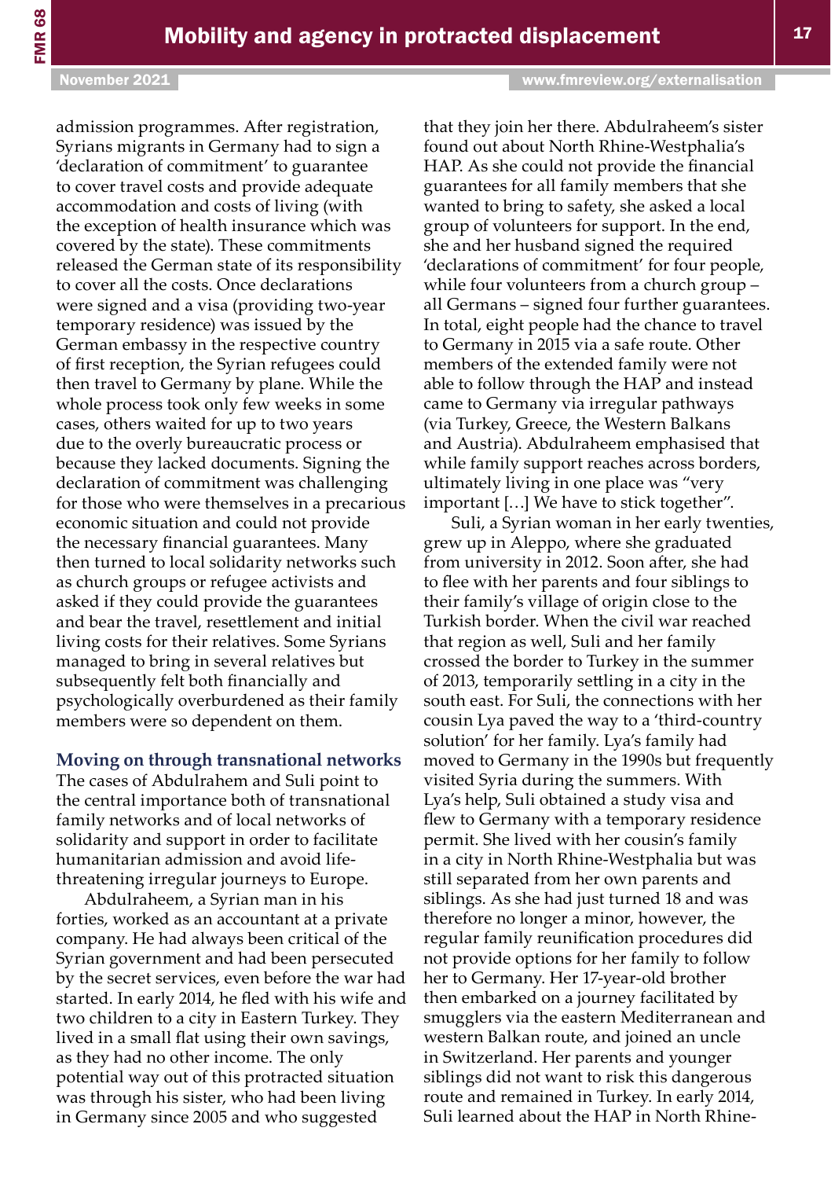admission programmes. After registration, Syrians migrants in Germany had to sign a 'declaration of commitment' to guarantee to cover travel costs and provide adequate accommodation and costs of living (with the exception of health insurance which was covered by the state). These commitments released the German state of its responsibility to cover all the costs. Once declarations were signed and a visa (providing two-year temporary residence) was issued by the German embassy in the respective country of first reception, the Syrian refugees could then travel to Germany by plane. While the whole process took only few weeks in some cases, others waited for up to two years due to the overly bureaucratic process or because they lacked documents. Signing the declaration of commitment was challenging for those who were themselves in a precarious economic situation and could not provide the necessary financial guarantees. Many then turned to local solidarity networks such as church groups or refugee activists and asked if they could provide the guarantees and bear the travel, resettlement and initial living costs for their relatives. Some Syrians managed to bring in several relatives but subsequently felt both financially and psychologically overburdened as their family members were so dependent on them.

## Moving on through transnational networks

The cases of Abdulrahem and Suli point to the central importance both of transnational family networks and of local networks of solidarity and support in order to facilitate humanitarian admission and avoid life-threatening irregular journeys to Europe.

Abdulraheem, a Syrian man in his forties, worked as an accountant at a private company. He had always been critical of the Syrian government and had been persecuted by the secret services, even before the war had started. In early 2014, he fled with his wife and two children to a city in Eastern Turkey. They lived in a small flat using their own savings, as they had no other income. The only potential way out of this protracted situation was through his sister, who had been living in Germany since 2005 and who suggested that they join her there. Abdulraheem's sister found out about North Rhine-Westphalia's HAP. As she could not provide the financial guarantees for all family members that she wanted to bring to safety, she asked a local group of volunteers for support. In the end, she and her husband signed the required 'declarations of commitment' for four people, while four volunteers from a church group – all Germans – signed four further guarantees. In total, eight people had the chance to travel to Germany in 2015 via a safe route. Other members of the extended family were not able to follow through the HAP and instead came to Germany via irregular pathways (via Turkey, Greece, the Western Balkans and Austria). Abdulraheem emphasised that while family support reaches across borders, ultimately living in one place was "very important […] We have to stick together".

Suli, a Syrian woman in her early twenties, grew up in Aleppo, where she graduated from university in 2012. Soon after, she had to flee with her parents and four siblings to their family's village of origin close to the Turkish border. When the civil war reached that region as well, Suli and her family crossed the border to Turkey in the summer of 2013, temporarily settling in a city in the south east. For Suli, the connections with her cousin Lya paved the way to a 'third-country solution' for her family. Lya's family had moved to Germany in the 1990s but frequently visited Syria during the summers. With Lya's help, Suli obtained a study visa and flew to Germany with a temporary residence permit. She lived with her cousin's family in a city in North Rhine-Westphalia but was still separated from her own parents and siblings. As she had just turned 18 and was therefore no longer a minor, however, the regular family reunification procedures did not provide options for her family to follow her to Germany. Her 17-year-old brother then embarked on a journey facilitated by smugglers via the eastern Mediterranean and western Balkan route, and joined an uncle in Switzerland. Her parents and younger siblings did not want to risk this dangerous route and remained in Turkey. In early 2014, Suli learned about the HAP in North Rhine-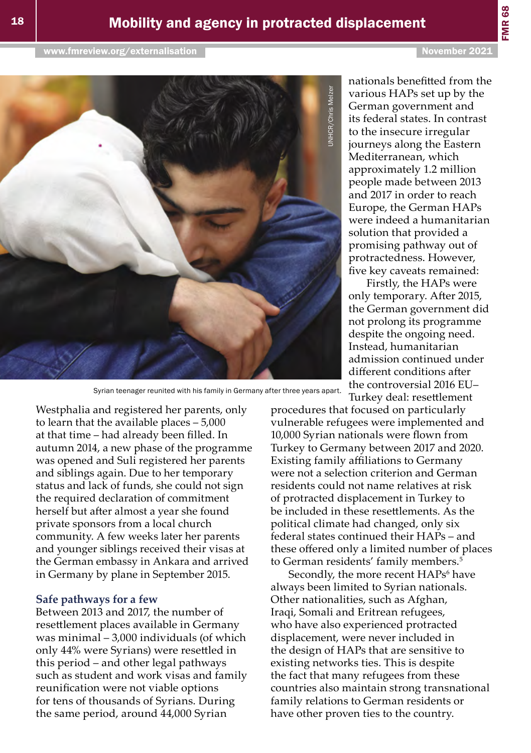Syrian teenager reunited with his family in Germany after three years apart.

Westphalia and registered her parents, only to learn that the available places – 5,000 at that time – had already been filled. In autumn 2014, a new phase of the programme was opened and Suli registered her parents and siblings again. Due to her temporary status and lack of funds, she could not sign the required declaration of commitment herself but after almost a year she found private sponsors from a local church community. A few weeks later her parents and younger siblings received their visas at the German embassy in Ankara and arrived in Germany by plane in September 2015.

### Safe pathways for a few

Between 2013 and 2017, the number of resettlement places available in Germany was minimal – 3,000 individuals (of which only 44% were Syrians) were resettled in this period – and other legal pathways such as student and work visas and family reunification were not viable options for tens of thousands of Syrians. During the same period, around 44,000 Syrian nationals benefitted from the various HAPs set up by the German government and its federal states. In contrast to the insecure irregular journeys along the Eastern Mediterranean, which approximately 1.2 million people made between 2013 and 2017 in order to reach Europe, the German HAPs were indeed a humanitarian solution that provided a promising pathway out of protractedness. However, five key caveats remained:

Firstly, the HAPs were only temporary. After 2015, the German government did not prolong its programme despite the ongoing need. Instead, humanitarian admission continued under different conditions after the controversial 2016 EU–Turkey deal: resettlement procedures that focused on particularly vulnerable refugees were implemented and 10,000 Syrian nationals were flown from Turkey to Germany between 2017 and 2020. Existing family affiliations to Germany were not a selection criterion and German residents could not name relatives at risk of protracted displacement in Turkey to be included in these resettlements. As the political climate had changed, only six federal states continued their HAPs – and these offered only a limited number of places to German residents' family members.[5]

Secondly, the more recent HAPs[6] have always been limited to Syrian nationals. Other nationalities, such as Afghan, Iraqi, Somali and Eritrean refugees, who have also experienced protracted displacement, were never included in the design of HAPs that are sensitive to existing networks ties. This is despite the fact that many refugees from these countries also maintain strong transnational family relations to German residents or have other proven ties to the country.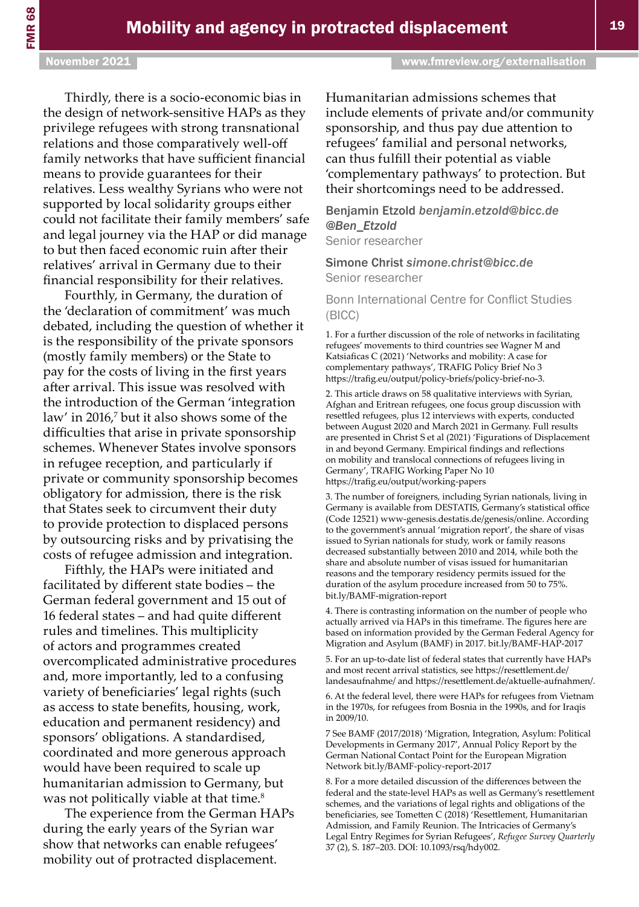Thirdly, there is a socio-economic bias in the design of network-sensitive HAPs as they privilege refugees with strong transnational relations and those comparatively well-off family networks that have sufficient financial means to provide guarantees for their relatives. Less wealthy Syrians who were not supported by local solidarity groups either could not facilitate their family members' safe and legal journey via the HAP or did manage to but then faced economic ruin after their relatives' arrival in Germany due to their financial responsibility for their relatives.

Fourthly, in Germany, the duration of the 'declaration of commitment' was much debated, including the question of whether it is the responsibility of the private sponsors (mostly family members) or the State to pay for the costs of living in the first years after arrival. This issue was resolved with the introduction of the German 'integration law' in 2016,[7] but it also shows some of the difficulties that arise in private sponsorship schemes. Whenever States involve sponsors in refugee reception, and particularly if private or community sponsorship becomes obligatory for admission, there is the risk that States seek to circumvent their duty to provide protection to displaced persons by outsourcing risks and by privatising the costs of refugee admission and integration.

Fifthly, the HAPs were initiated and facilitated by different state bodies – the German federal government and 15 out of 16 federal states – and had quite different rules and timelines. This multiplicity of actors and programmes created overcomplicated administrative procedures and, more importantly, led to a confusing variety of beneficiaries' legal rights (such as access to state benefits, housing, work, education and permanent residency) and sponsors' obligations. A standardised, coordinated and more generous approach would have been required to scale up humanitarian admission to Germany, but was not politically viable at that time.[8]

The experience from the German HAPs during the early years of the Syrian war show that networks can enable refugees' mobility out of protracted displacement. Humanitarian admissions schemes that include elements of private and/or community sponsorship, and thus pay due attention to refugees' familial and personal networks, can thus fulfill their potential as viable 'complementary pathways' to protection. But their shortcomings need to be addressed.

**Benjamin Etzold** *benjamin.etzold@bicc.de* *@Ben_Etzold*
Senior researcher

**Simone Christ** *simone.christ@bicc.de*
Senior researcher

Bonn International Centre for Conflict Studies (BICC)

1. For a further discussion of the role of networks in facilitating refugees' movements to third countries see Wagner M and Katsiaficas C (2021) 'Networks and mobility: A case for complementary pathways', TRAFIG Policy Brief No 3 https://trafig.eu/output/policy-briefs/policy-brief-no-3.

2. This article draws on 58 qualitative interviews with Syrian, Afghan and Eritrean refugees, one focus group discussion with resettled refugees, plus 12 interviews with experts, conducted between August 2020 and March 2021 in Germany. Full results are presented in Christ S et al (2021) 'Figurations of Displacement in and beyond Germany. Empirical findings and reflections on mobility and translocal connections of refugees living in Germany', TRAFIG Working Paper No 10 https://trafig.eu/output/working-papers

3. The number of foreigners, including Syrian nationals, living in Germany is available from DESTATIS, Germany's statistical office (Code 12521) www-genesis.destatis.de/genesis/online. According to the government's annual 'migration report', the share of visas issued to Syrian nationals for study, work or family reasons decreased substantially between 2010 and 2014, while both the share and absolute number of visas issued for humanitarian reasons and the temporary residency permits issued for the duration of the asylum procedure increased from 50 to 75%. bit.ly/BAMF-migration-report

4. There is contrasting information on the number of people who actually arrived via HAPs in this timeframe. The figures here are based on information provided by the German Federal Agency for Migration and Asylum (BAMF) in 2017. bit.ly/BAMF-HAP-2017

5. For an up-to-date list of federal states that currently have HAPs and most recent arrival statistics, see https://resettlement.de/landesaufnahme/ and https://resettlement.de/aktuelle-aufnahmen/.

6. At the federal level, there were HAPs for refugees from Vietnam in the 1970s, for refugees from Bosnia in the 1990s, and for Iraqis in 2009/10.

7 See BAMF (2017/2018) 'Migration, Integration, Asylum: Political Developments in Germany 2017', Annual Policy Report by the German National Contact Point for the European Migration Network bit.ly/BAMF-policy-report-2017

8. For a more detailed discussion of the differences between the federal and the state-level HAPs as well as Germany's resettlement schemes, and the variations of legal rights and obligations of the beneficiaries, see Tometten C (2018) 'Resettlement, Humanitarian Admission, and Family Reunion. The Intricacies of Germany's Legal Entry Regimes for Syrian Refugees', *Refugee Survey Quarterly* 37 (2), S. 187–203. DOI: 10.1093/rsq/hdy002.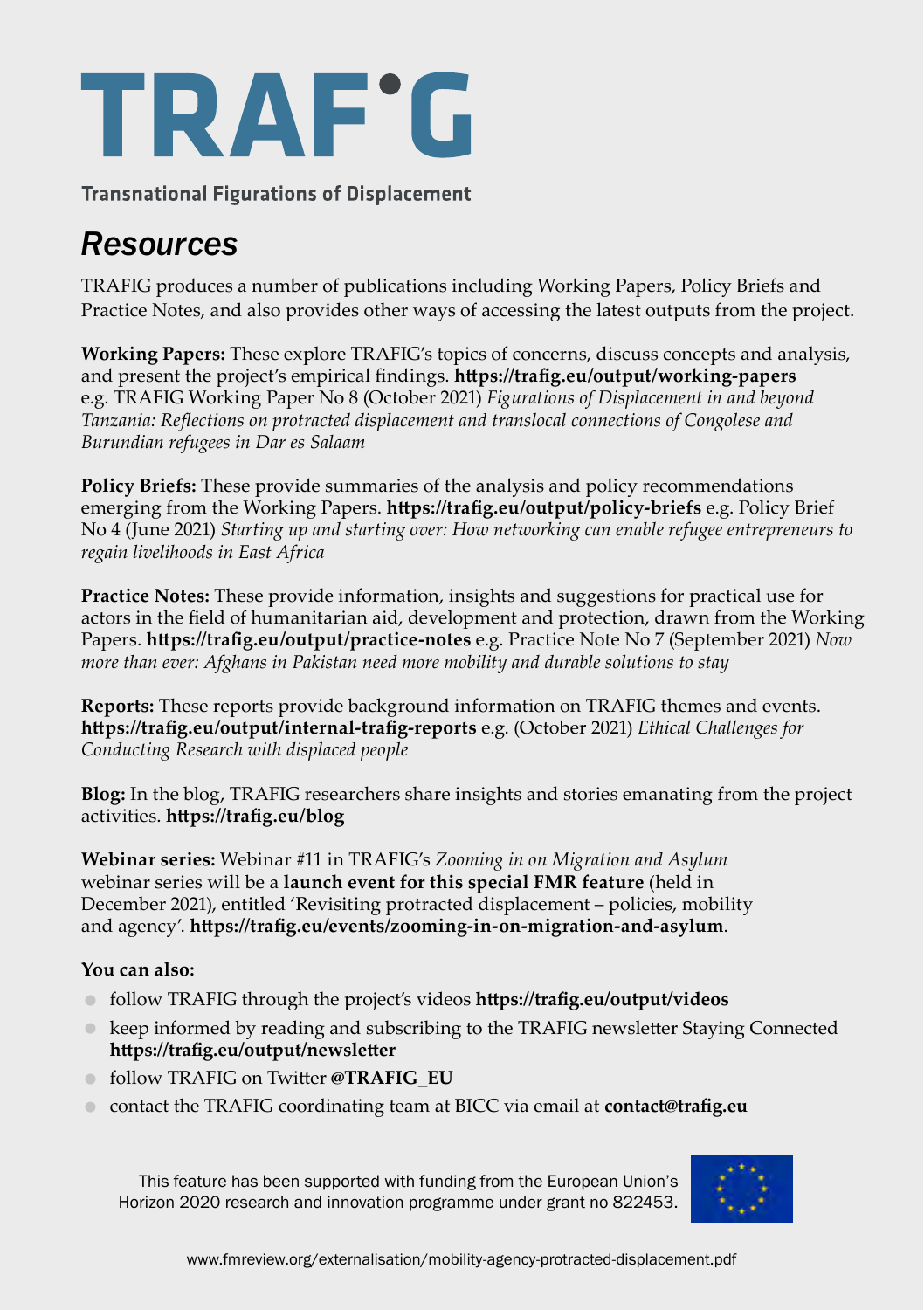# TRAF•G

Transnational Figurations of Displacement

## *Resources*

TRAFIG produces a number of publications including Working Papers, Policy Briefs and Practice Notes, and also provides other ways of accessing the latest outputs from the project.

**Working Papers:** These explore TRAFIG's topics of concerns, discuss concepts and analysis, and present the project's empirical findings. **https://trafig.eu/output/working-papers** e.g. TRAFIG Working Paper No 8 (October 2021) *Figurations of Displacement in and beyond Tanzania: Reflections on protracted displacement and translocal connections of Congolese and Burundian refugees in Dar es Salaam*

**Policy Briefs:** These provide summaries of the analysis and policy recommendations emerging from the Working Papers. **https://trafig.eu/output/policy-briefs** e.g. Policy Brief No 4 (June 2021) *Starting up and starting over: How networking can enable refugee entrepreneurs to regain livelihoods in East Africa*

**Practice Notes:** These provide information, insights and suggestions for practical use for actors in the field of humanitarian aid, development and protection, drawn from the Working Papers. **https://trafig.eu/output/practice-notes** e.g. Practice Note No 7 (September 2021) *Now more than ever: Afghans in Pakistan need more mobility and durable solutions to stay*

**Reports:** These reports provide background information on TRAFIG themes and events. **https://trafig.eu/output/internal-trafig-reports** e.g. (October 2021) *Ethical Challenges for Conducting Research with displaced people*

**Blog:** In the blog, TRAFIG researchers share insights and stories emanating from the project activities. **https://trafig.eu/blog**

**Webinar series:** Webinar #11 in TRAFIG's *Zooming in on Migration and Asylum* webinar series will be a **launch event for this special FMR feature** (held in December 2021), entitled 'Revisiting protracted displacement – policies, mobility and agency'. **https://trafig.eu/events/zooming-in-on-migration-and-asylum**.

**You can also:**

- follow TRAFIG through the project's videos **https://trafig.eu/output/videos**
- keep informed by reading and subscribing to the TRAFIG newsletter Staying Connected **https://trafig.eu/output/newsletter**
- follow TRAFIG on Twitter **@TRAFIG_EU**
- contact the TRAFIG coordinating team at BICC via email at **contact@trafig.eu**

This feature has been supported with funding from the European Union's Horizon 2020 research and innovation programme under grant no 822453.

www.fmreview.org/externalisation/mobility-agency-protracted-displacement.pdf